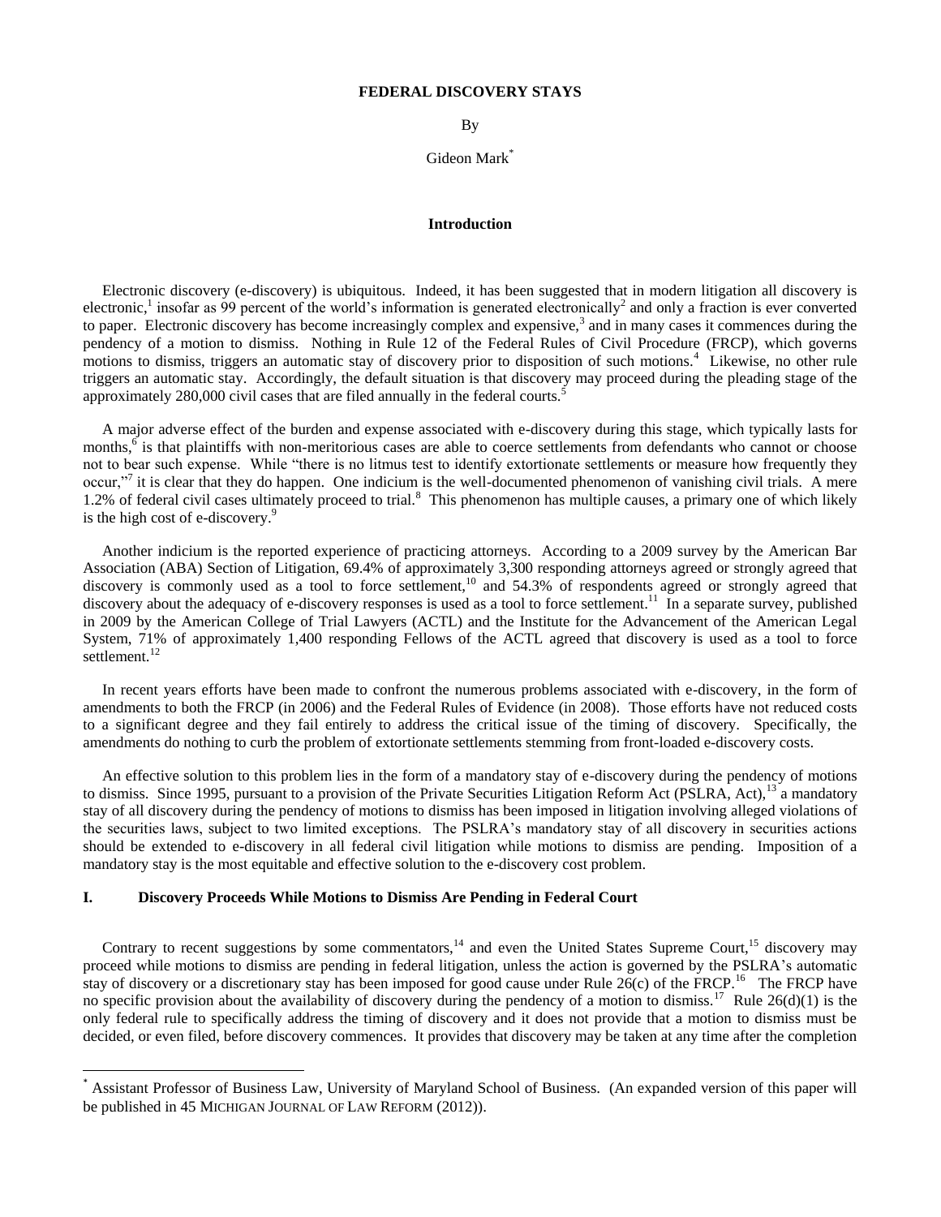# FEDERAL DISCOVERY STAYS

By

Gideon Mark[*]

## Introduction

Electronic discovery (e-discovery) is ubiquitous. Indeed, it has been suggested that in modern litigation all discovery is electronic,[1] insofar as 99 percent of the world's information is generated electronically[2] and only a fraction is ever converted to paper. Electronic discovery has become increasingly complex and expensive,[3] and in many cases it commences during the pendency of a motion to dismiss. Nothing in Rule 12 of the Federal Rules of Civil Procedure (FRCP), which governs motions to dismiss, triggers an automatic stay of discovery prior to disposition of such motions.[4] Likewise, no other rule triggers an automatic stay. Accordingly, the default situation is that discovery may proceed during the pleading stage of the approximately 280,000 civil cases that are filed annually in the federal courts.[5]

A major adverse effect of the burden and expense associated with e-discovery during this stage, which typically lasts for months,[6] is that plaintiffs with non-meritorious cases are able to coerce settlements from defendants who cannot or choose not to bear such expense. While "there is no litmus test to identify extortionate settlements or measure how frequently they occur,"[7] it is clear that they do happen. One indicium is the well-documented phenomenon of vanishing civil trials. A mere 1.2% of federal civil cases ultimately proceed to trial.[8] This phenomenon has multiple causes, a primary one of which likely is the high cost of e-discovery.[9]

Another indicium is the reported experience of practicing attorneys. According to a 2009 survey by the American Bar Association (ABA) Section of Litigation, 69.4% of approximately 3,300 responding attorneys agreed or strongly agreed that discovery is commonly used as a tool to force settlement,[10] and 54.3% of respondents agreed or strongly agreed that discovery about the adequacy of e-discovery responses is used as a tool to force settlement.[11] In a separate survey, published in 2009 by the American College of Trial Lawyers (ACTL) and the Institute for the Advancement of the American Legal System, 71% of approximately 1,400 responding Fellows of the ACTL agreed that discovery is used as a tool to force settlement.[12]

In recent years efforts have been made to confront the numerous problems associated with e-discovery, in the form of amendments to both the FRCP (in 2006) and the Federal Rules of Evidence (in 2008). Those efforts have not reduced costs to a significant degree and they fail entirely to address the critical issue of the timing of discovery. Specifically, the amendments do nothing to curb the problem of extortionate settlements stemming from front-loaded e-discovery costs.

An effective solution to this problem lies in the form of a mandatory stay of e-discovery during the pendency of motions to dismiss. Since 1995, pursuant to a provision of the Private Securities Litigation Reform Act (PSLRA, Act),[13] a mandatory stay of all discovery during the pendency of motions to dismiss has been imposed in litigation involving alleged violations of the securities laws, subject to two limited exceptions. The PSLRA's mandatory stay of all discovery in securities actions should be extended to e-discovery in all federal civil litigation while motions to dismiss are pending. Imposition of a mandatory stay is the most equitable and effective solution to the e-discovery cost problem.

## I. Discovery Proceeds While Motions to Dismiss Are Pending in Federal Court

Contrary to recent suggestions by some commentators,[14] and even the United States Supreme Court,[15] discovery may proceed while motions to dismiss are pending in federal litigation, unless the action is governed by the PSLRA's automatic stay of discovery or a discretionary stay has been imposed for good cause under Rule 26(c) of the FRCP.[16] The FRCP have no specific provision about the availability of discovery during the pendency of a motion to dismiss.[17] Rule 26(d)(1) is the only federal rule to specifically address the timing of discovery and it does not provide that a motion to dismiss must be decided, or even filed, before discovery commences. It provides that discovery may be taken at any time after the completion

---

[*] Assistant Professor of Business Law, University of Maryland School of Business. (An expanded version of this paper will be published in 45 MICHIGAN JOURNAL OF LAW REFORM (2012)).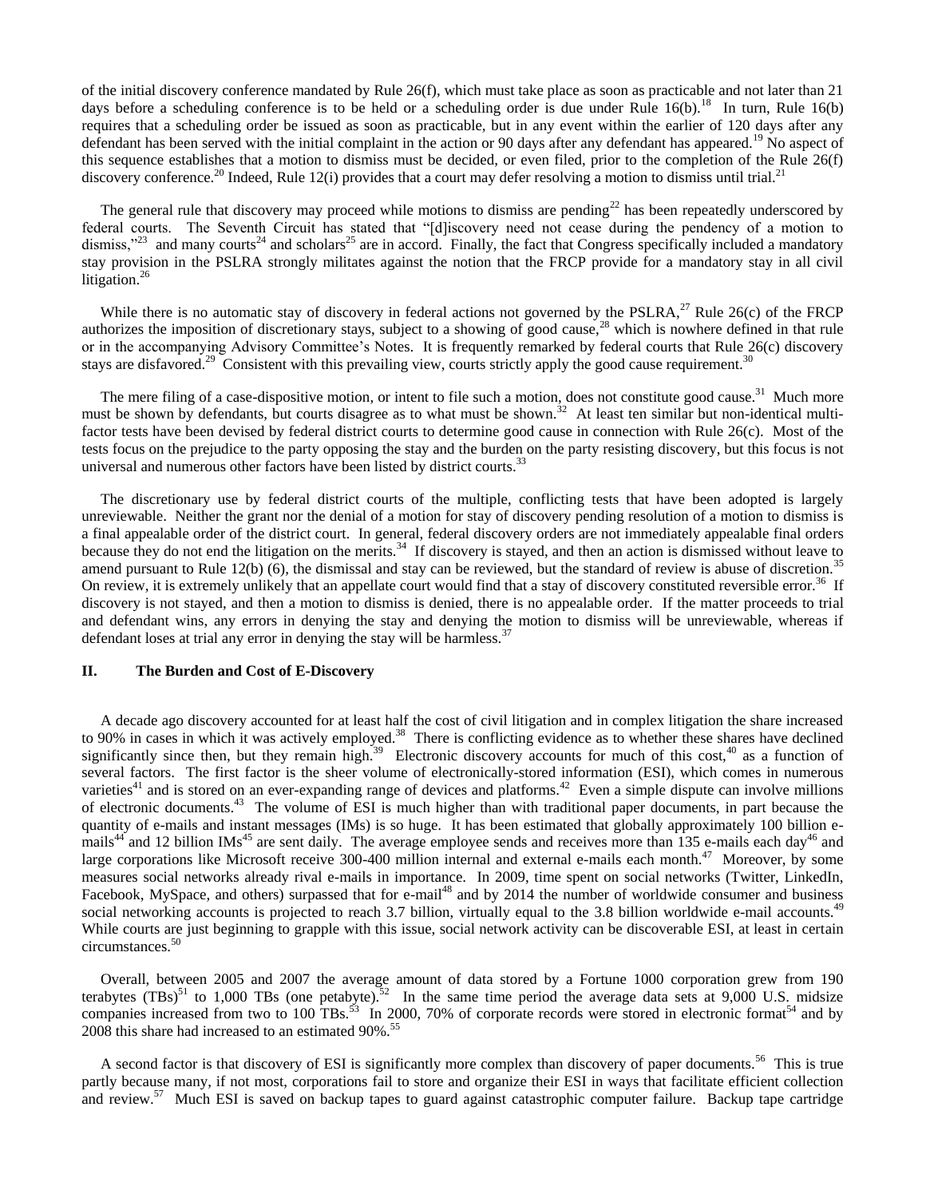of the initial discovery conference mandated by Rule 26(f), which must take place as soon as practicable and not later than 21 days before a scheduling conference is to be held or a scheduling order is due under Rule 16(b).[18] In turn, Rule 16(b) requires that a scheduling order be issued as soon as practicable, but in any event within the earlier of 120 days after any defendant has been served with the initial complaint in the action or 90 days after any defendant has appeared.[19] No aspect of this sequence establishes that a motion to dismiss must be decided, or even filed, prior to the completion of the Rule 26(f) discovery conference.[20] Indeed, Rule 12(i) provides that a court may defer resolving a motion to dismiss until trial.[21]

The general rule that discovery may proceed while motions to dismiss are pending[22] has been repeatedly underscored by federal courts. The Seventh Circuit has stated that "[d]iscovery need not cease during the pendency of a motion to dismiss,"[23] and many courts[24] and scholars[25] are in accord. Finally, the fact that Congress specifically included a mandatory stay provision in the PSLRA strongly militates against the notion that the FRCP provide for a mandatory stay in all civil litigation.[26]

While there is no automatic stay of discovery in federal actions not governed by the PSLRA,[27] Rule 26(c) of the FRCP authorizes the imposition of discretionary stays, subject to a showing of good cause,[28] which is nowhere defined in that rule or in the accompanying Advisory Committee's Notes. It is frequently remarked by federal courts that Rule 26(c) discovery stays are disfavored.[29] Consistent with this prevailing view, courts strictly apply the good cause requirement.[30]

The mere filing of a case-dispositive motion, or intent to file such a motion, does not constitute good cause.[31] Much more must be shown by defendants, but courts disagree as to what must be shown.[32] At least ten similar but non-identical multi-factor tests have been devised by federal district courts to determine good cause in connection with Rule 26(c). Most of the tests focus on the prejudice to the party opposing the stay and the burden on the party resisting discovery, but this focus is not universal and numerous other factors have been listed by district courts.[33]

The discretionary use by federal district courts of the multiple, conflicting tests that have been adopted is largely unreviewable. Neither the grant nor the denial of a motion for stay of discovery pending resolution of a motion to dismiss is a final appealable order of the district court. In general, federal discovery orders are not immediately appealable final orders because they do not end the litigation on the merits.[34] If discovery is stayed, and then an action is dismissed without leave to amend pursuant to Rule 12(b) (6), the dismissal and stay can be reviewed, but the standard of review is abuse of discretion.[35] On review, it is extremely unlikely that an appellate court would find that a stay of discovery constituted reversible error.[36] If discovery is not stayed, and then a motion to dismiss is denied, there is no appealable order. If the matter proceeds to trial and defendant wins, any errors in denying the stay and denying the motion to dismiss will be unreviewable, whereas if defendant loses at trial any error in denying the stay will be harmless.[37]

## II. The Burden and Cost of E-Discovery

A decade ago discovery accounted for at least half the cost of civil litigation and in complex litigation the share increased to 90% in cases in which it was actively employed.[38] There is conflicting evidence as to whether these shares have declined significantly since then, but they remain high.[39] Electronic discovery accounts for much of this cost,[40] as a function of several factors. The first factor is the sheer volume of electronically-stored information (ESI), which comes in numerous varieties[41] and is stored on an ever-expanding range of devices and platforms.[42] Even a simple dispute can involve millions of electronic documents.[43] The volume of ESI is much higher than with traditional paper documents, in part because the quantity of e-mails and instant messages (IMs) is so huge. It has been estimated that globally approximately 100 billion e-mails[44] and 12 billion IMs[45] are sent daily. The average employee sends and receives more than 135 e-mails each day[46] and large corporations like Microsoft receive 300-400 million internal and external e-mails each month.[47] Moreover, by some measures social networks already rival e-mails in importance. In 2009, time spent on social networks (Twitter, LinkedIn, Facebook, MySpace, and others) surpassed that for e-mail[48] and by 2014 the number of worldwide consumer and business social networking accounts is projected to reach 3.7 billion, virtually equal to the 3.8 billion worldwide e-mail accounts.[49] While courts are just beginning to grapple with this issue, social network activity can be discoverable ESI, at least in certain circumstances.[50]

Overall, between 2005 and 2007 the average amount of data stored by a Fortune 1000 corporation grew from 190 terabytes (TBs)[51] to 1,000 TBs (one petabyte).[52] In the same time period the average data sets at 9,000 U.S. midsize companies increased from two to 100 TBs.[53] In 2000, 70% of corporate records were stored in electronic format[54] and by 2008 this share had increased to an estimated 90%.[55]

A second factor is that discovery of ESI is significantly more complex than discovery of paper documents.[56] This is true partly because many, if not most, corporations fail to store and organize their ESI in ways that facilitate efficient collection and review.[57] Much ESI is saved on backup tapes to guard against catastrophic computer failure. Backup tape cartridge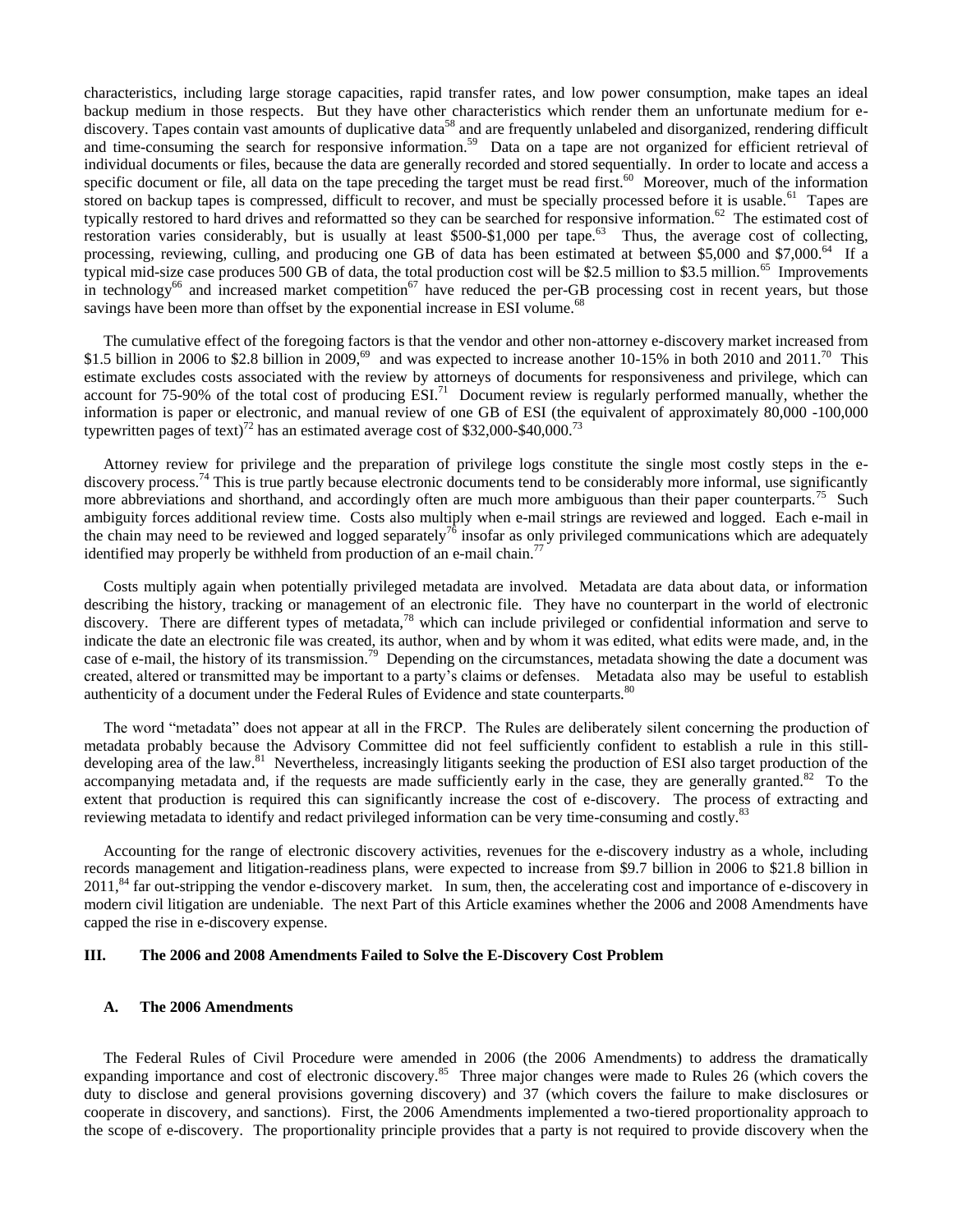characteristics, including large storage capacities, rapid transfer rates, and low power consumption, make tapes an ideal backup medium in those respects. But they have other characteristics which render them an unfortunate medium for e-discovery. Tapes contain vast amounts of duplicative data[58] and are frequently unlabeled and disorganized, rendering difficult and time-consuming the search for responsive information.[59] Data on a tape are not organized for efficient retrieval of individual documents or files, because the data are generally recorded and stored sequentially. In order to locate and access a specific document or file, all data on the tape preceding the target must be read first.[60] Moreover, much of the information stored on backup tapes is compressed, difficult to recover, and must be specially processed before it is usable.[61] Tapes are typically restored to hard drives and reformatted so they can be searched for responsive information.[62] The estimated cost of restoration varies considerably, but is usually at least \$500-\$1,000 per tape.[63] Thus, the average cost of collecting, processing, reviewing, culling, and producing one GB of data has been estimated at between \$5,000 and \$7,000.[64] If a typical mid-size case produces 500 GB of data, the total production cost will be \$2.5 million to \$3.5 million.[65] Improvements in technology[66] and increased market competition[67] have reduced the per-GB processing cost in recent years, but those savings have been more than offset by the exponential increase in ESI volume.[68]

The cumulative effect of the foregoing factors is that the vendor and other non-attorney e-discovery market increased from \$1.5 billion in 2006 to \$2.8 billion in 2009,[69] and was expected to increase another 10-15% in both 2010 and 2011.[70] This estimate excludes costs associated with the review by attorneys of documents for responsiveness and privilege, which can account for 75-90% of the total cost of producing ESI.[71] Document review is regularly performed manually, whether the information is paper or electronic, and manual review of one GB of ESI (the equivalent of approximately 80,000 -100,000 typewritten pages of text)[72] has an estimated average cost of \$32,000-\$40,000.[73]

Attorney review for privilege and the preparation of privilege logs constitute the single most costly steps in the e-discovery process.[74] This is true partly because electronic documents tend to be considerably more informal, use significantly more abbreviations and shorthand, and accordingly often are much more ambiguous than their paper counterparts.[75] Such ambiguity forces additional review time. Costs also multiply when e-mail strings are reviewed and logged. Each e-mail in the chain may need to be reviewed and logged separately[76] insofar as only privileged communications which are adequately identified may properly be withheld from production of an e-mail chain.[77]

Costs multiply again when potentially privileged metadata are involved. Metadata are data about data, or information describing the history, tracking or management of an electronic file. They have no counterpart in the world of electronic discovery. There are different types of metadata,[78] which can include privileged or confidential information and serve to indicate the date an electronic file was created, its author, when and by whom it was edited, what edits were made, and, in the case of e-mail, the history of its transmission.[79] Depending on the circumstances, metadata showing the date a document was created, altered or transmitted may be important to a party's claims or defenses. Metadata also may be useful to establish authenticity of a document under the Federal Rules of Evidence and state counterparts.[80]

The word "metadata" does not appear at all in the FRCP. The Rules are deliberately silent concerning the production of metadata probably because the Advisory Committee did not feel sufficiently confident to establish a rule in this still-developing area of the law.[81] Nevertheless, increasingly litigants seeking the production of ESI also target production of the accompanying metadata and, if the requests are made sufficiently early in the case, they are generally granted.[82] To the extent that production is required this can significantly increase the cost of e-discovery. The process of extracting and reviewing metadata to identify and redact privileged information can be very time-consuming and costly.[83]

Accounting for the range of electronic discovery activities, revenues for the e-discovery industry as a whole, including records management and litigation-readiness plans, were expected to increase from \$9.7 billion in 2006 to \$21.8 billion in 2011,[84] far out-stripping the vendor e-discovery market. In sum, then, the accelerating cost and importance of e-discovery in modern civil litigation are undeniable. The next Part of this Article examines whether the 2006 and 2008 Amendments have capped the rise in e-discovery expense.

## III. The 2006 and 2008 Amendments Failed to Solve the E-Discovery Cost Problem

### A. The 2006 Amendments

The Federal Rules of Civil Procedure were amended in 2006 (the 2006 Amendments) to address the dramatically expanding importance and cost of electronic discovery.[85] Three major changes were made to Rules 26 (which covers the duty to disclose and general provisions governing discovery) and 37 (which covers the failure to make disclosures or cooperate in discovery, and sanctions). First, the 2006 Amendments implemented a two-tiered proportionality approach to the scope of e-discovery. The proportionality principle provides that a party is not required to provide discovery when the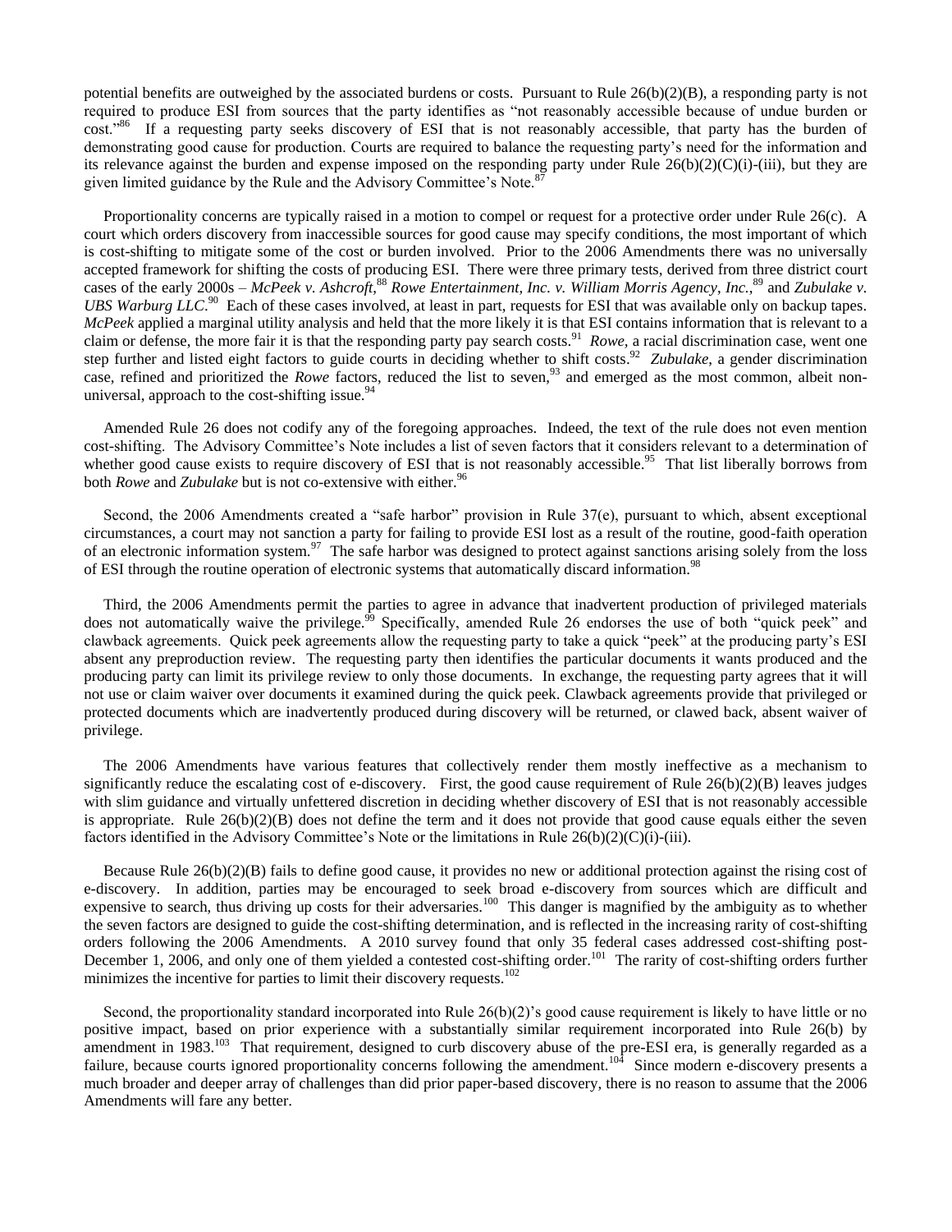potential benefits are outweighed by the associated burdens or costs. Pursuant to Rule 26(b)(2)(B), a responding party is not required to produce ESI from sources that the party identifies as "not reasonably accessible because of undue burden or cost."[86] If a requesting party seeks discovery of ESI that is not reasonably accessible, that party has the burden of demonstrating good cause for production. Courts are required to balance the requesting party's need for the information and its relevance against the burden and expense imposed on the responding party under Rule 26(b)(2)(C)(i)-(iii), but they are given limited guidance by the Rule and the Advisory Committee's Note.[87]

Proportionality concerns are typically raised in a motion to compel or request for a protective order under Rule 26(c). A court which orders discovery from inaccessible sources for good cause may specify conditions, the most important of which is cost-shifting to mitigate some of the cost or burden involved. Prior to the 2006 Amendments there was no universally accepted framework for shifting the costs of producing ESI. There were three primary tests, derived from three district court cases of the early 2000s – *McPeek v. Ashcroft*,[88] *Rowe Entertainment, Inc. v. William Morris Agency, Inc.*,[89] and *Zubulake v. UBS Warburg LLC*.[90] Each of these cases involved, at least in part, requests for ESI that was available only on backup tapes. *McPeek* applied a marginal utility analysis and held that the more likely it is that ESI contains information that is relevant to a claim or defense, the more fair it is that the responding party pay search costs.[91] *Rowe*, a racial discrimination case, went one step further and listed eight factors to guide courts in deciding whether to shift costs.[92] *Zubulake*, a gender discrimination case, refined and prioritized the *Rowe* factors, reduced the list to seven,[93] and emerged as the most common, albeit non-universal, approach to the cost-shifting issue.[94]

Amended Rule 26 does not codify any of the foregoing approaches. Indeed, the text of the rule does not even mention cost-shifting. The Advisory Committee's Note includes a list of seven factors that it considers relevant to a determination of whether good cause exists to require discovery of ESI that is not reasonably accessible.[95] That list liberally borrows from both *Rowe* and *Zubulake* but is not co-extensive with either.[96]

Second, the 2006 Amendments created a "safe harbor" provision in Rule 37(e), pursuant to which, absent exceptional circumstances, a court may not sanction a party for failing to provide ESI lost as a result of the routine, good-faith operation of an electronic information system.[97] The safe harbor was designed to protect against sanctions arising solely from the loss of ESI through the routine operation of electronic systems that automatically discard information.[98]

Third, the 2006 Amendments permit the parties to agree in advance that inadvertent production of privileged materials does not automatically waive the privilege.[99] Specifically, amended Rule 26 endorses the use of both "quick peek" and clawback agreements. Quick peek agreements allow the requesting party to take a quick "peek" at the producing party's ESI absent any preproduction review. The requesting party then identifies the particular documents it wants produced and the producing party can limit its privilege review to only those documents. In exchange, the requesting party agrees that it will not use or claim waiver over documents it examined during the quick peek. Clawback agreements provide that privileged or protected documents which are inadvertently produced during discovery will be returned, or clawed back, absent waiver of privilege.

The 2006 Amendments have various features that collectively render them mostly ineffective as a mechanism to significantly reduce the escalating cost of e-discovery. First, the good cause requirement of Rule 26(b)(2)(B) leaves judges with slim guidance and virtually unfettered discretion in deciding whether discovery of ESI that is not reasonably accessible is appropriate. Rule 26(b)(2)(B) does not define the term and it does not provide that good cause equals either the seven factors identified in the Advisory Committee's Note or the limitations in Rule 26(b)(2)(C)(i)-(iii).

Because Rule 26(b)(2)(B) fails to define good cause, it provides no new or additional protection against the rising cost of e-discovery. In addition, parties may be encouraged to seek broad e-discovery from sources which are difficult and expensive to search, thus driving up costs for their adversaries.[100] This danger is magnified by the ambiguity as to whether the seven factors are designed to guide the cost-shifting determination, and is reflected in the increasing rarity of cost-shifting orders following the 2006 Amendments. A 2010 survey found that only 35 federal cases addressed cost-shifting post-December 1, 2006, and only one of them yielded a contested cost-shifting order.[101] The rarity of cost-shifting orders further minimizes the incentive for parties to limit their discovery requests.[102]

Second, the proportionality standard incorporated into Rule 26(b)(2)'s good cause requirement is likely to have little or no positive impact, based on prior experience with a substantially similar requirement incorporated into Rule 26(b) by amendment in 1983.[103] That requirement, designed to curb discovery abuse of the pre-ESI era, is generally regarded as a failure, because courts ignored proportionality concerns following the amendment.[104] Since modern e-discovery presents a much broader and deeper array of challenges than did prior paper-based discovery, there is no reason to assume that the 2006 Amendments will fare any better.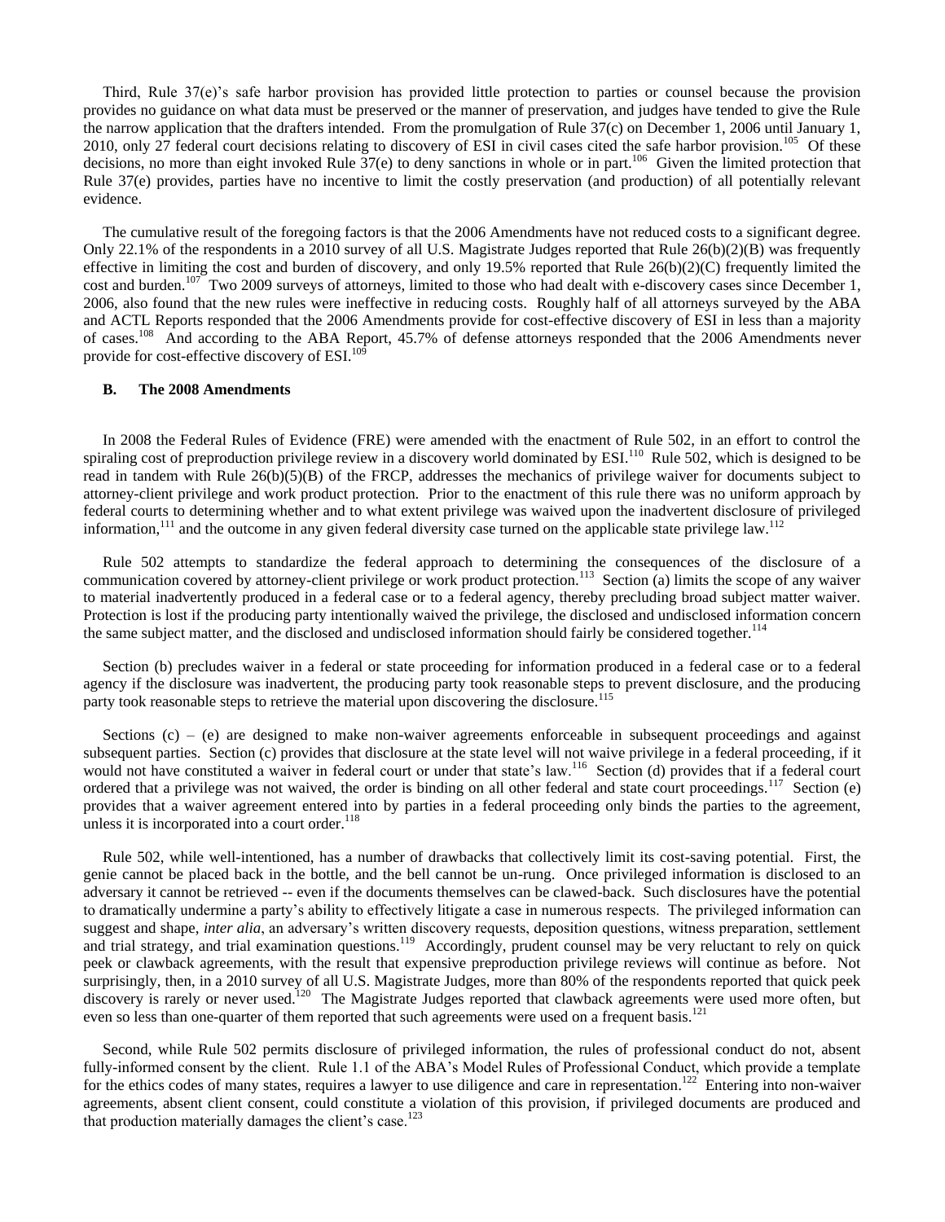Third, Rule 37(e)'s safe harbor provision has provided little protection to parties or counsel because the provision provides no guidance on what data must be preserved or the manner of preservation, and judges have tended to give the Rule the narrow application that the drafters intended. From the promulgation of Rule 37(c) on December 1, 2006 until January 1, 2010, only 27 federal court decisions relating to discovery of ESI in civil cases cited the safe harbor provision.[105] Of these decisions, no more than eight invoked Rule 37(e) to deny sanctions in whole or in part.[106] Given the limited protection that Rule 37(e) provides, parties have no incentive to limit the costly preservation (and production) of all potentially relevant evidence.

The cumulative result of the foregoing factors is that the 2006 Amendments have not reduced costs to a significant degree. Only 22.1% of the respondents in a 2010 survey of all U.S. Magistrate Judges reported that Rule 26(b)(2)(B) was frequently effective in limiting the cost and burden of discovery, and only 19.5% reported that Rule 26(b)(2)(C) frequently limited the cost and burden.[107] Two 2009 surveys of attorneys, limited to those who had dealt with e-discovery cases since December 1, 2006, also found that the new rules were ineffective in reducing costs. Roughly half of all attorneys surveyed by the ABA and ACTL Reports responded that the 2006 Amendments provide for cost-effective discovery of ESI in less than a majority of cases.[108] And according to the ABA Report, 45.7% of defense attorneys responded that the 2006 Amendments never provide for cost-effective discovery of ESI.[109]

### B. The 2008 Amendments

In 2008 the Federal Rules of Evidence (FRE) were amended with the enactment of Rule 502, in an effort to control the spiraling cost of preproduction privilege review in a discovery world dominated by ESI.[110] Rule 502, which is designed to be read in tandem with Rule 26(b)(5)(B) of the FRCP, addresses the mechanics of privilege waiver for documents subject to attorney-client privilege and work product protection. Prior to the enactment of this rule there was no uniform approach by federal courts to determining whether and to what extent privilege was waived upon the inadvertent disclosure of privileged information,[111] and the outcome in any given federal diversity case turned on the applicable state privilege law.[112]

Rule 502 attempts to standardize the federal approach to determining the consequences of the disclosure of a communication covered by attorney-client privilege or work product protection.[113] Section (a) limits the scope of any waiver to material inadvertently produced in a federal case or to a federal agency, thereby precluding broad subject matter waiver. Protection is lost if the producing party intentionally waived the privilege, the disclosed and undisclosed information concern the same subject matter, and the disclosed and undisclosed information should fairly be considered together.[114]

Section (b) precludes waiver in a federal or state proceeding for information produced in a federal case or to a federal agency if the disclosure was inadvertent, the producing party took reasonable steps to prevent disclosure, and the producing party took reasonable steps to retrieve the material upon discovering the disclosure.[115]

Sections (c) – (e) are designed to make non-waiver agreements enforceable in subsequent proceedings and against subsequent parties. Section (c) provides that disclosure at the state level will not waive privilege in a federal proceeding, if it would not have constituted a waiver in federal court or under that state's law.[116] Section (d) provides that if a federal court ordered that a privilege was not waived, the order is binding on all other federal and state court proceedings.[117] Section (e) provides that a waiver agreement entered into by parties in a federal proceeding only binds the parties to the agreement, unless it is incorporated into a court order.[118]

Rule 502, while well-intentioned, has a number of drawbacks that collectively limit its cost-saving potential. First, the genie cannot be placed back in the bottle, and the bell cannot be un-rung. Once privileged information is disclosed to an adversary it cannot be retrieved -- even if the documents themselves can be clawed-back. Such disclosures have the potential to dramatically undermine a party's ability to effectively litigate a case in numerous respects. The privileged information can suggest and shape, *inter alia*, an adversary's written discovery requests, deposition questions, witness preparation, settlement and trial strategy, and trial examination questions.[119] Accordingly, prudent counsel may be very reluctant to rely on quick peek or clawback agreements, with the result that expensive preproduction privilege reviews will continue as before. Not surprisingly, then, in a 2010 survey of all U.S. Magistrate Judges, more than 80% of the respondents reported that quick peek discovery is rarely or never used.[120] The Magistrate Judges reported that clawback agreements were used more often, but even so less than one-quarter of them reported that such agreements were used on a frequent basis.[121]

Second, while Rule 502 permits disclosure of privileged information, the rules of professional conduct do not, absent fully-informed consent by the client. Rule 1.1 of the ABA's Model Rules of Professional Conduct, which provide a template for the ethics codes of many states, requires a lawyer to use diligence and care in representation.[122] Entering into non-waiver agreements, absent client consent, could constitute a violation of this provision, if privileged documents are produced and that production materially damages the client's case.[123]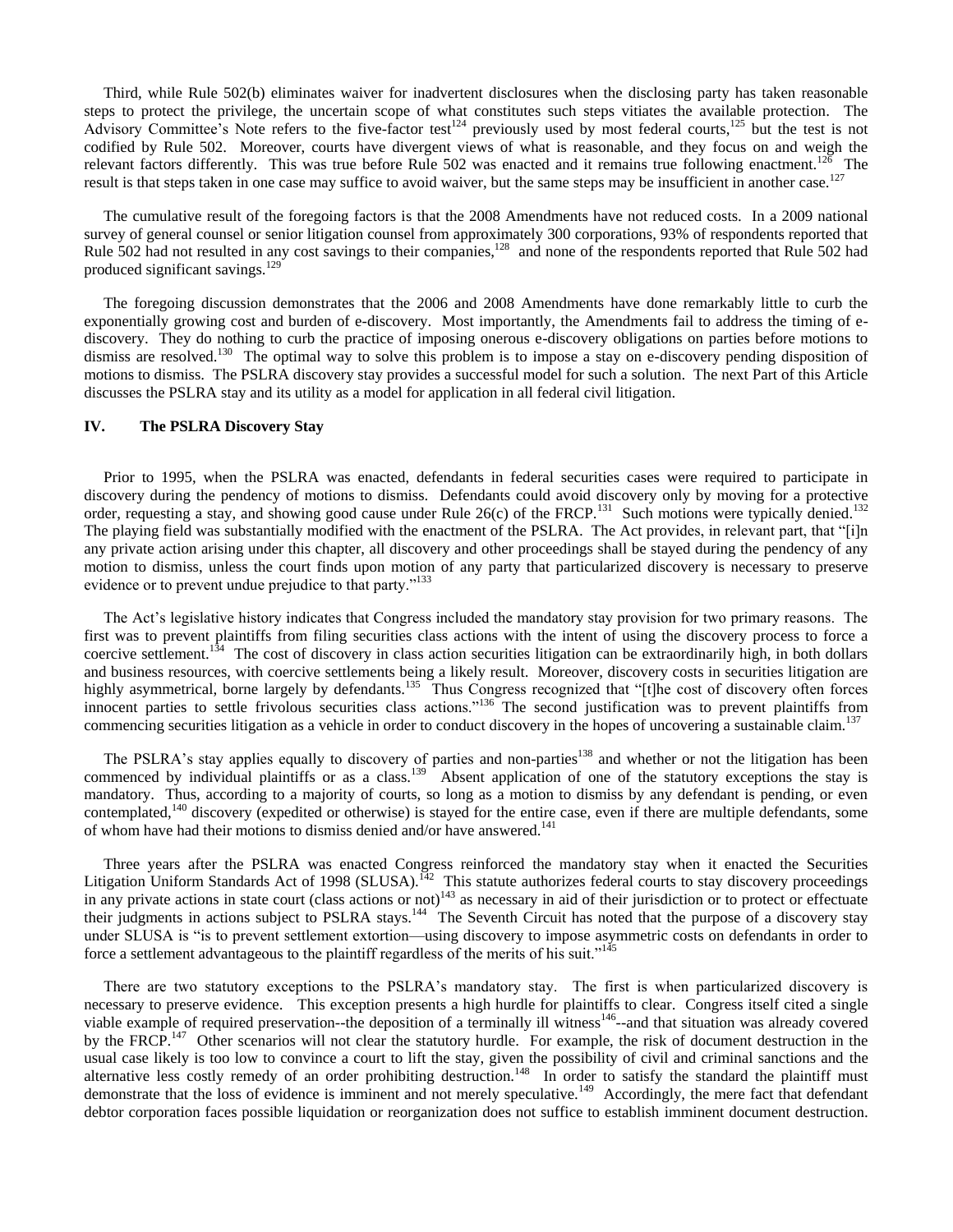Third, while Rule 502(b) eliminates waiver for inadvertent disclosures when the disclosing party has taken reasonable steps to protect the privilege, the uncertain scope of what constitutes such steps vitiates the available protection. The Advisory Committee's Note refers to the five-factor test[124] previously used by most federal courts,[125] but the test is not codified by Rule 502. Moreover, courts have divergent views of what is reasonable, and they focus on and weigh the relevant factors differently. This was true before Rule 502 was enacted and it remains true following enactment.[126] The result is that steps taken in one case may suffice to avoid waiver, but the same steps may be insufficient in another case.[127]

The cumulative result of the foregoing factors is that the 2008 Amendments have not reduced costs. In a 2009 national survey of general counsel or senior litigation counsel from approximately 300 corporations, 93% of respondents reported that Rule 502 had not resulted in any cost savings to their companies,[128] and none of the respondents reported that Rule 502 had produced significant savings.[129]

The foregoing discussion demonstrates that the 2006 and 2008 Amendments have done remarkably little to curb the exponentially growing cost and burden of e-discovery. Most importantly, the Amendments fail to address the timing of e-discovery. They do nothing to curb the practice of imposing onerous e-discovery obligations on parties before motions to dismiss are resolved.[130] The optimal way to solve this problem is to impose a stay on e-discovery pending disposition of motions to dismiss. The PSLRA discovery stay provides a successful model for such a solution. The next Part of this Article discusses the PSLRA stay and its utility as a model for application in all federal civil litigation.

## IV. The PSLRA Discovery Stay

Prior to 1995, when the PSLRA was enacted, defendants in federal securities cases were required to participate in discovery during the pendency of motions to dismiss. Defendants could avoid discovery only by moving for a protective order, requesting a stay, and showing good cause under Rule 26(c) of the FRCP.[131] Such motions were typically denied.[132] The playing field was substantially modified with the enactment of the PSLRA. The Act provides, in relevant part, that "[i]n any private action arising under this chapter, all discovery and other proceedings shall be stayed during the pendency of any motion to dismiss, unless the court finds upon motion of any party that particularized discovery is necessary to preserve evidence or to prevent undue prejudice to that party."[133]

The Act's legislative history indicates that Congress included the mandatory stay provision for two primary reasons. The first was to prevent plaintiffs from filing securities class actions with the intent of using the discovery process to force a coercive settlement.[134] The cost of discovery in class action securities litigation can be extraordinarily high, in both dollars and business resources, with coercive settlements being a likely result. Moreover, discovery costs in securities litigation are highly asymmetrical, borne largely by defendants.[135] Thus Congress recognized that "[t]he cost of discovery often forces innocent parties to settle frivolous securities class actions."[136] The second justification was to prevent plaintiffs from commencing securities litigation as a vehicle in order to conduct discovery in the hopes of uncovering a sustainable claim.[137]

The PSLRA's stay applies equally to discovery of parties and non-parties[138] and whether or not the litigation has been commenced by individual plaintiffs or as a class.[139] Absent application of one of the statutory exceptions the stay is mandatory. Thus, according to a majority of courts, so long as a motion to dismiss by any defendant is pending, or even contemplated,[140] discovery (expedited or otherwise) is stayed for the entire case, even if there are multiple defendants, some of whom have had their motions to dismiss denied and/or have answered.[141]

Three years after the PSLRA was enacted Congress reinforced the mandatory stay when it enacted the Securities Litigation Uniform Standards Act of 1998 (SLUSA).[142] This statute authorizes federal courts to stay discovery proceedings in any private actions in state court (class actions or not)[143] as necessary in aid of their jurisdiction or to protect or effectuate their judgments in actions subject to PSLRA stays.[144] The Seventh Circuit has noted that the purpose of a discovery stay under SLUSA is "is to prevent settlement extortion—using discovery to impose asymmetric costs on defendants in order to force a settlement advantageous to the plaintiff regardless of the merits of his suit."[145]

There are two statutory exceptions to the PSLRA's mandatory stay. The first is when particularized discovery is necessary to preserve evidence. This exception presents a high hurdle for plaintiffs to clear. Congress itself cited a single viable example of required preservation--the deposition of a terminally ill witness[146]--and that situation was already covered by the FRCP.[147] Other scenarios will not clear the statutory hurdle. For example, the risk of document destruction in the usual case likely is too low to convince a court to lift the stay, given the possibility of civil and criminal sanctions and the alternative less costly remedy of an order prohibiting destruction.[148] In order to satisfy the standard the plaintiff must demonstrate that the loss of evidence is imminent and not merely speculative.[149] Accordingly, the mere fact that defendant debtor corporation faces possible liquidation or reorganization does not suffice to establish imminent document destruction.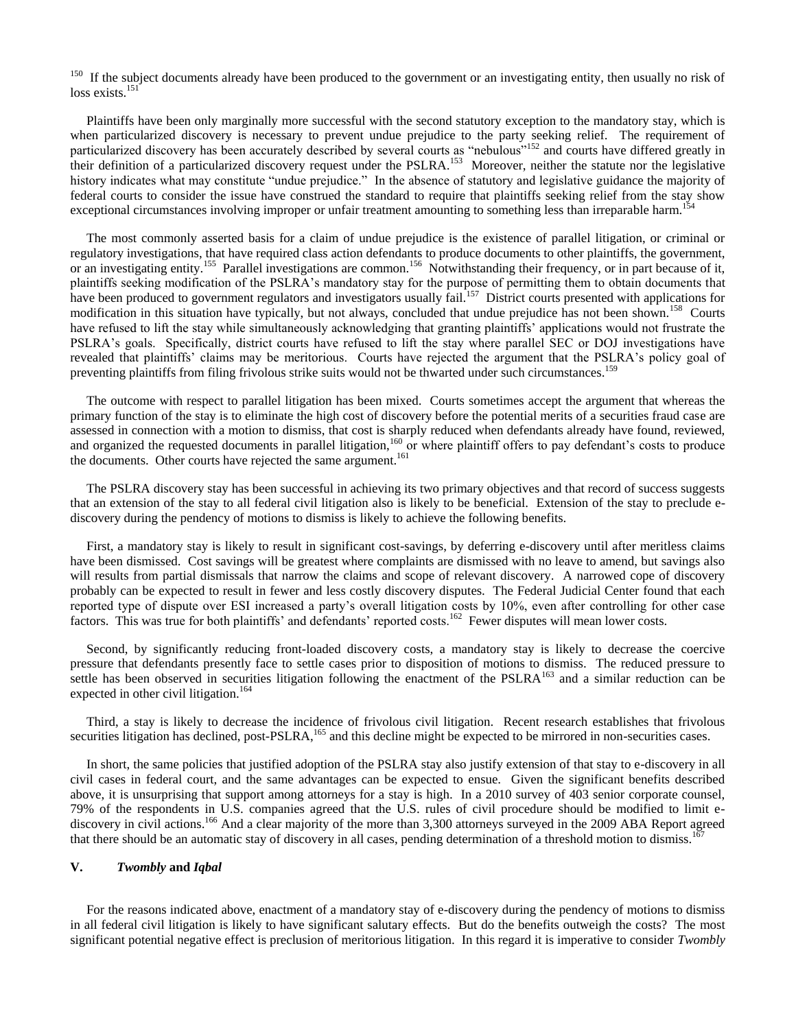[150] If the subject documents already have been produced to the government or an investigating entity, then usually no risk of loss exists.[151]

Plaintiffs have been only marginally more successful with the second statutory exception to the mandatory stay, which is when particularized discovery is necessary to prevent undue prejudice to the party seeking relief. The requirement of particularized discovery has been accurately described by several courts as "nebulous"[152] and courts have differed greatly in their definition of a particularized discovery request under the PSLRA.[153] Moreover, neither the statute nor the legislative history indicates what may constitute "undue prejudice." In the absence of statutory and legislative guidance the majority of federal courts to consider the issue have construed the standard to require that plaintiffs seeking relief from the stay show exceptional circumstances involving improper or unfair treatment amounting to something less than irreparable harm.[154]

The most commonly asserted basis for a claim of undue prejudice is the existence of parallel litigation, or criminal or regulatory investigations, that have required class action defendants to produce documents to other plaintiffs, the government, or an investigating entity.[155] Parallel investigations are common.[156] Notwithstanding their frequency, or in part because of it, plaintiffs seeking modification of the PSLRA's mandatory stay for the purpose of permitting them to obtain documents that have been produced to government regulators and investigators usually fail.[157] District courts presented with applications for modification in this situation have typically, but not always, concluded that undue prejudice has not been shown.[158] Courts have refused to lift the stay while simultaneously acknowledging that granting plaintiffs' applications would not frustrate the PSLRA's goals. Specifically, district courts have refused to lift the stay where parallel SEC or DOJ investigations have revealed that plaintiffs' claims may be meritorious. Courts have rejected the argument that the PSLRA's policy goal of preventing plaintiffs from filing frivolous strike suits would not be thwarted under such circumstances.[159]

The outcome with respect to parallel litigation has been mixed. Courts sometimes accept the argument that whereas the primary function of the stay is to eliminate the high cost of discovery before the potential merits of a securities fraud case are assessed in connection with a motion to dismiss, that cost is sharply reduced when defendants already have found, reviewed, and organized the requested documents in parallel litigation,[160] or where plaintiff offers to pay defendant's costs to produce the documents. Other courts have rejected the same argument.[161]

The PSLRA discovery stay has been successful in achieving its two primary objectives and that record of success suggests that an extension of the stay to all federal civil litigation also is likely to be beneficial. Extension of the stay to preclude e-discovery during the pendency of motions to dismiss is likely to achieve the following benefits.

First, a mandatory stay is likely to result in significant cost-savings, by deferring e-discovery until after meritless claims have been dismissed. Cost savings will be greatest where complaints are dismissed with no leave to amend, but savings also will results from partial dismissals that narrow the claims and scope of relevant discovery. A narrowed cope of discovery probably can be expected to result in fewer and less costly discovery disputes. The Federal Judicial Center found that each reported type of dispute over ESI increased a party's overall litigation costs by 10%, even after controlling for other case factors. This was true for both plaintiffs' and defendants' reported costs.[162] Fewer disputes will mean lower costs.

Second, by significantly reducing front-loaded discovery costs, a mandatory stay is likely to decrease the coercive pressure that defendants presently face to settle cases prior to disposition of motions to dismiss. The reduced pressure to settle has been observed in securities litigation following the enactment of the PSLRA[163] and a similar reduction can be expected in other civil litigation.[164]

Third, a stay is likely to decrease the incidence of frivolous civil litigation. Recent research establishes that frivolous securities litigation has declined, post-PSLRA,[165] and this decline might be expected to be mirrored in non-securities cases.

In short, the same policies that justified adoption of the PSLRA stay also justify extension of that stay to e-discovery in all civil cases in federal court, and the same advantages can be expected to ensue. Given the significant benefits described above, it is unsurprising that support among attorneys for a stay is high. In a 2010 survey of 403 senior corporate counsel, 79% of the respondents in U.S. companies agreed that the U.S. rules of civil procedure should be modified to limit e-discovery in civil actions.[166] And a clear majority of the more than 3,300 attorneys surveyed in the 2009 ABA Report agreed that there should be an automatic stay of discovery in all cases, pending determination of a threshold motion to dismiss.[167]

## V. *Twombly* and *Iqbal*

For the reasons indicated above, enactment of a mandatory stay of e-discovery during the pendency of motions to dismiss in all federal civil litigation is likely to have significant salutary effects. But do the benefits outweigh the costs? The most significant potential negative effect is preclusion of meritorious litigation. In this regard it is imperative to consider *Twombly*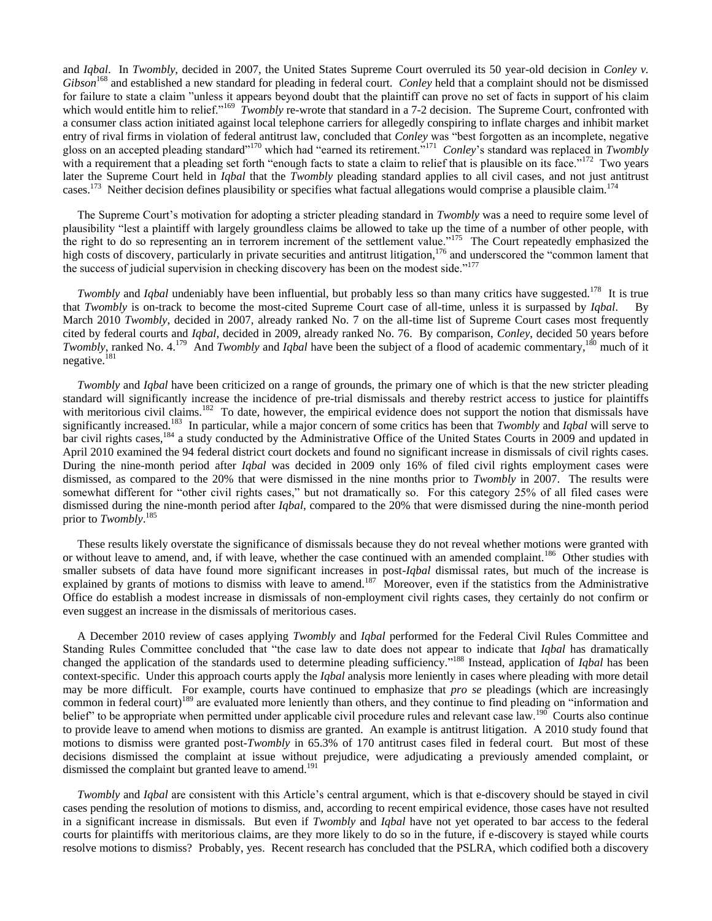and *Iqbal*. In *Twombly*, decided in 2007, the United States Supreme Court overruled its 50 year-old decision in *Conley v. Gibson*[168] and established a new standard for pleading in federal court. *Conley* held that a complaint should not be dismissed for failure to state a claim "unless it appears beyond doubt that the plaintiff can prove no set of facts in support of his claim which would entitle him to relief."[169] *Twombly* re-wrote that standard in a 7-2 decision. The Supreme Court, confronted with a consumer class action initiated against local telephone carriers for allegedly conspiring to inflate charges and inhibit market entry of rival firms in violation of federal antitrust law, concluded that *Conley* was "best forgotten as an incomplete, negative gloss on an accepted pleading standard"[170] which had "earned its retirement."[171] *Conley*'s standard was replaced in *Twombly* with a requirement that a pleading set forth "enough facts to state a claim to relief that is plausible on its face."[172] Two years later the Supreme Court held in *Iqbal* that the *Twombly* pleading standard applies to all civil cases, and not just antitrust cases.[173] Neither decision defines plausibility or specifies what factual allegations would comprise a plausible claim.[174]

The Supreme Court's motivation for adopting a stricter pleading standard in *Twombly* was a need to require some level of plausibility "lest a plaintiff with largely groundless claims be allowed to take up the time of a number of other people, with the right to do so representing an in terrorem increment of the settlement value."[175] The Court repeatedly emphasized the high costs of discovery, particularly in private securities and antitrust litigation,[176] and underscored the "common lament that the success of judicial supervision in checking discovery has been on the modest side."[177]

*Twombly* and *Iqbal* undeniably have been influential, but probably less so than many critics have suggested.[178] It is true that *Twombly* is on-track to become the most-cited Supreme Court case of all-time, unless it is surpassed by *Iqbal*. By March 2010 *Twombly*, decided in 2007, already ranked No. 7 on the all-time list of Supreme Court cases most frequently cited by federal courts and *Iqbal*, decided in 2009, already ranked No. 76. By comparison, *Conley*, decided 50 years before *Twombly*, ranked No. 4.[179] And *Twombly* and *Iqbal* have been the subject of a flood of academic commentary,[180] much of it negative.[181]

*Twombly* and *Iqbal* have been criticized on a range of grounds, the primary one of which is that the new stricter pleading standard will significantly increase the incidence of pre-trial dismissals and thereby restrict access to justice for plaintiffs with meritorious civil claims.[182] To date, however, the empirical evidence does not support the notion that dismissals have significantly increased.[183] In particular, while a major concern of some critics has been that *Twombly* and *Iqbal* will serve to bar civil rights cases,[184] a study conducted by the Administrative Office of the United States Courts in 2009 and updated in April 2010 examined the 94 federal district court dockets and found no significant increase in dismissals of civil rights cases. During the nine-month period after *Iqbal* was decided in 2009 only 16% of filed civil rights employment cases were dismissed, as compared to the 20% that were dismissed in the nine months prior to *Twombly* in 2007. The results were somewhat different for "other civil rights cases," but not dramatically so. For this category 25% of all filed cases were dismissed during the nine-month period after *Iqbal*, compared to the 20% that were dismissed during the nine-month period prior to *Twombly*.[185]

These results likely overstate the significance of dismissals because they do not reveal whether motions were granted with or without leave to amend, and, if with leave, whether the case continued with an amended complaint.[186] Other studies with smaller subsets of data have found more significant increases in post-*Iqbal* dismissal rates, but much of the increase is explained by grants of motions to dismiss with leave to amend.[187] Moreover, even if the statistics from the Administrative Office do establish a modest increase in dismissals of non-employment civil rights cases, they certainly do not confirm or even suggest an increase in the dismissals of meritorious cases.

A December 2010 review of cases applying *Twombly* and *Iqbal* performed for the Federal Civil Rules Committee and Standing Rules Committee concluded that "the case law to date does not appear to indicate that *Iqbal* has dramatically changed the application of the standards used to determine pleading sufficiency."[188] Instead, application of *Iqbal* has been context-specific. Under this approach courts apply the *Iqbal* analysis more leniently in cases where pleading with more detail may be more difficult. For example, courts have continued to emphasize that *pro se* pleadings (which are increasingly common in federal court)[189] are evaluated more leniently than others, and they continue to find pleading on "information and belief" to be appropriate when permitted under applicable civil procedure rules and relevant case law.[190] Courts also continue to provide leave to amend when motions to dismiss are granted. An example is antitrust litigation. A 2010 study found that motions to dismiss were granted post-*Twombly* in 65.3% of 170 antitrust cases filed in federal court. But most of these decisions dismissed the complaint at issue without prejudice, were adjudicating a previously amended complaint, or dismissed the complaint but granted leave to amend.[191]

*Twombly* and *Iqbal* are consistent with this Article's central argument, which is that e-discovery should be stayed in civil cases pending the resolution of motions to dismiss, and, according to recent empirical evidence, those cases have not resulted in a significant increase in dismissals. But even if *Twombly* and *Iqbal* have not yet operated to bar access to the federal courts for plaintiffs with meritorious claims, are they more likely to do so in the future, if e-discovery is stayed while courts resolve motions to dismiss? Probably, yes. Recent research has concluded that the PSLRA, which codified both a discovery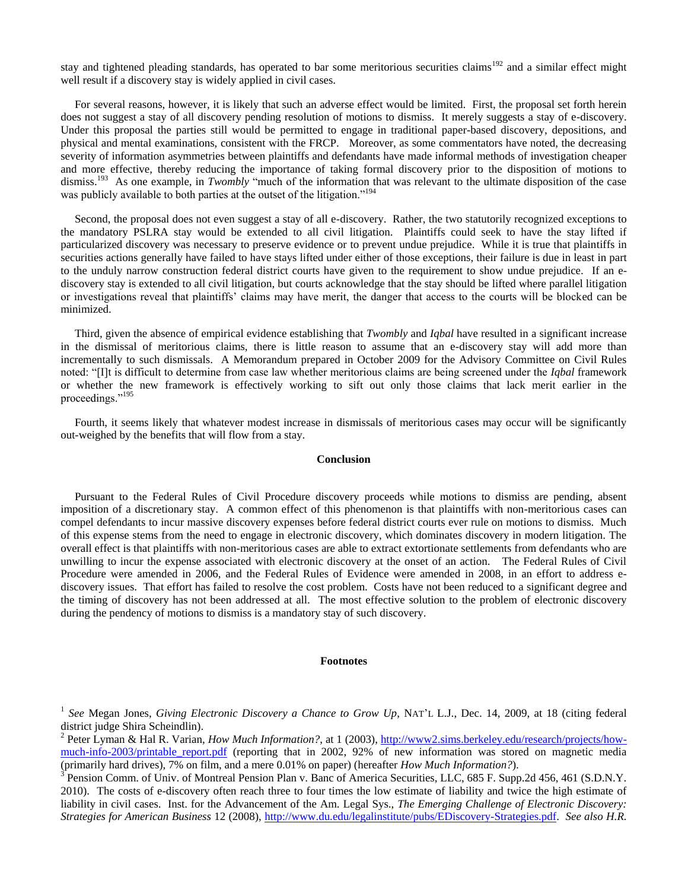stay and tightened pleading standards, has operated to bar some meritorious securities claims[192] and a similar effect might well result if a discovery stay is widely applied in civil cases.

For several reasons, however, it is likely that such an adverse effect would be limited. First, the proposal set forth herein does not suggest a stay of all discovery pending resolution of motions to dismiss. It merely suggests a stay of e-discovery. Under this proposal the parties still would be permitted to engage in traditional paper-based discovery, depositions, and physical and mental examinations, consistent with the FRCP. Moreover, as some commentators have noted, the decreasing severity of information asymmetries between plaintiffs and defendants have made informal methods of investigation cheaper and more effective, thereby reducing the importance of taking formal discovery prior to the disposition of motions to dismiss.[193] As one example, in *Twombly* "much of the information that was relevant to the ultimate disposition of the case was publicly available to both parties at the outset of the litigation."[194]

Second, the proposal does not even suggest a stay of all e-discovery. Rather, the two statutorily recognized exceptions to the mandatory PSLRA stay would be extended to all civil litigation. Plaintiffs could seek to have the stay lifted if particularized discovery was necessary to preserve evidence or to prevent undue prejudice. While it is true that plaintiffs in securities actions generally have failed to have stays lifted under either of those exceptions, their failure is due in least in part to the unduly narrow construction federal district courts have given to the requirement to show undue prejudice. If an e-discovery stay is extended to all civil litigation, but courts acknowledge that the stay should be lifted where parallel litigation or investigations reveal that plaintiffs' claims may have merit, the danger that access to the courts will be blocked can be minimized.

Third, given the absence of empirical evidence establishing that *Twombly* and *Iqbal* have resulted in a significant increase in the dismissal of meritorious claims, there is little reason to assume that an e-discovery stay will add more than incrementally to such dismissals. A Memorandum prepared in October 2009 for the Advisory Committee on Civil Rules noted: "[I]t is difficult to determine from case law whether meritorious claims are being screened under the *Iqbal* framework or whether the new framework is effectively working to sift out only those claims that lack merit earlier in the proceedings."[195]

Fourth, it seems likely that whatever modest increase in dismissals of meritorious cases may occur will be significantly out-weighed by the benefits that will flow from a stay.

## Conclusion

Pursuant to the Federal Rules of Civil Procedure discovery proceeds while motions to dismiss are pending, absent imposition of a discretionary stay. A common effect of this phenomenon is that plaintiffs with non-meritorious cases can compel defendants to incur massive discovery expenses before federal district courts ever rule on motions to dismiss. Much of this expense stems from the need to engage in electronic discovery, which dominates discovery in modern litigation. The overall effect is that plaintiffs with non-meritorious cases are able to extract extortionate settlements from defendants who are unwilling to incur the expense associated with electronic discovery at the onset of an action. The Federal Rules of Civil Procedure were amended in 2006, and the Federal Rules of Evidence were amended in 2008, in an effort to address e-discovery issues. That effort has failed to resolve the cost problem. Costs have not been reduced to a significant degree and the timing of discovery has not been addressed at all. The most effective solution to the problem of electronic discovery during the pendency of motions to dismiss is a mandatory stay of such discovery.

## Footnotes

[1] *See* Megan Jones, *Giving Electronic Discovery a Chance to Grow Up*, NAT'L L.J., Dec. 14, 2009, at 18 (citing federal district judge Shira Scheindlin).

[2] Peter Lyman & Hal R. Varian, *How Much Information?*, at 1 (2003), http://www2.sims.berkeley.edu/research/projects/how-much-info-2003/printable_report.pdf (reporting that in 2002, 92% of new information was stored on magnetic media (primarily hard drives), 7% on film, and a mere 0.01% on paper) (hereafter *How Much Information?*).

[3] Pension Comm. of Univ. of Montreal Pension Plan v. Banc of America Securities, LLC, 685 F. Supp.2d 456, 461 (S.D.N.Y. 2010). The costs of e-discovery often reach three to four times the low estimate of liability and twice the high estimate of liability in civil cases. Inst. for the Advancement of the Am. Legal Sys., *The Emerging Challenge of Electronic Discovery: Strategies for American Business* 12 (2008), http://www.du.edu/legalinstitute/pubs/EDiscovery-Strategies.pdf. *See also H.R.*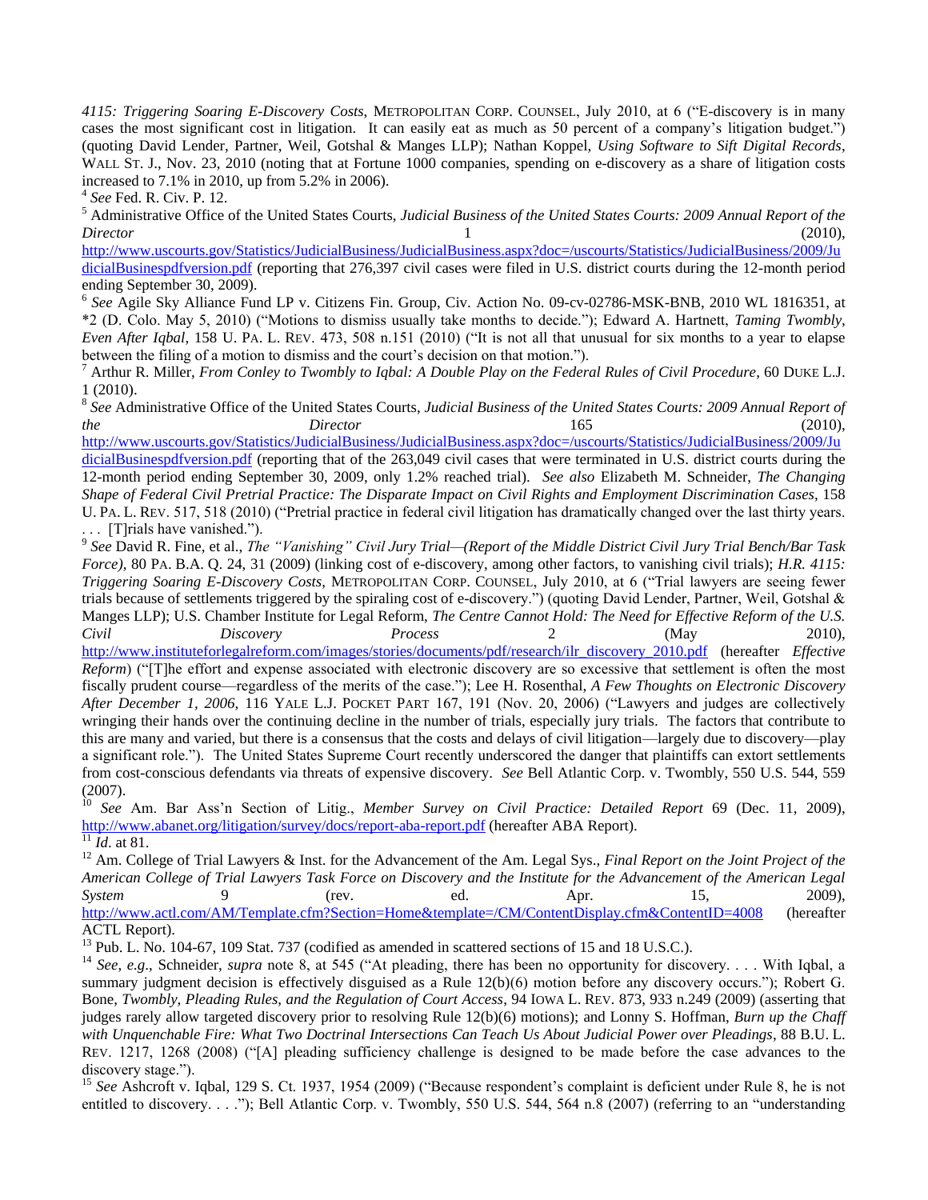*4115: Triggering Soaring E-Discovery Costs*, METROPOLITAN CORP. COUNSEL, July 2010, at 6 ("E-discovery is in many cases the most significant cost in litigation. It can easily eat as much as 50 percent of a company's litigation budget.") (quoting David Lender, Partner, Weil, Gotshal & Manges LLP); Nathan Koppel, *Using Software to Sift Digital Records*, WALL ST. J., Nov. 23, 2010 (noting that at Fortune 1000 companies, spending on e-discovery as a share of litigation costs increased to 7.1% in 2010, up from 5.2% in 2006).

[4] *See* Fed. R. Civ. P. 12.

[5] Administrative Office of the United States Courts, *Judicial Business of the United States Courts: 2009 Annual Report of the Director* 1 (2010), http://www.uscourts.gov/Statistics/JudicialBusiness/JudicialBusiness.aspx?doc=/uscourts/Statistics/JudicialBusiness/2009/JudicialBusinespdfversion.pdf (reporting that 276,397 civil cases were filed in U.S. district courts during the 12-month period ending September 30, 2009).

[6] *See* Agile Sky Alliance Fund LP v. Citizens Fin. Group, Civ. Action No. 09-cv-02786-MSK-BNB, 2010 WL 1816351, at *2 (D. Colo. May 5, 2010) ("Motions to dismiss usually take months to decide."); Edward A. Hartnett, *Taming Twombly, Even After Iqbal*, 158 U. PA. L. REV. 473, 508 n.151 (2010) ("It is not all that unusual for six months to a year to elapse between the filing of a motion to dismiss and the court's decision on that motion.").

[7] Arthur R. Miller, *From Conley to Twombly to Iqbal: A Double Play on the Federal Rules of Civil Procedure*, 60 DUKE L.J. 1 (2010).

[8] *See* Administrative Office of the United States Courts, *Judicial Business of the United States Courts: 2009 Annual Report of the Director* 165 (2010), http://www.uscourts.gov/Statistics/JudicialBusiness/JudicialBusiness.aspx?doc=/uscourts/Statistics/JudicialBusiness/2009/JudicialBusinespdfversion.pdf (reporting that of the 263,049 civil cases that were terminated in U.S. district courts during the 12-month period ending September 30, 2009, only 1.2% reached trial). *See also* Elizabeth M. Schneider, *The Changing Shape of Federal Civil Pretrial Practice: The Disparate Impact on Civil Rights and Employment Discrimination Cases*, 158 U. PA. L. REV. 517, 518 (2010) ("Pretrial practice in federal civil litigation has dramatically changed over the last thirty years. . . . [T]rials have vanished.").

[9] *See* David R. Fine, et al., *The "Vanishing" Civil Jury Trial—(Report of the Middle District Civil Jury Trial Bench/Bar Task Force)*, 80 PA. B.A. Q. 24, 31 (2009) (linking cost of e-discovery, among other factors, to vanishing civil trials); *H.R. 4115: Triggering Soaring E-Discovery Costs*, METROPOLITAN CORP. COUNSEL, July 2010, at 6 ("Trial lawyers are seeing fewer trials because of settlements triggered by the spiraling cost of e-discovery.") (quoting David Lender, Partner, Weil, Gotshal & Manges LLP); U.S. Chamber Institute for Legal Reform, *The Centre Cannot Hold: The Need for Effective Reform of the U.S. Civil Discovery Process* 2 (May 2010), http://www.instituteforlegalreform.com/images/stories/documents/pdf/research/ilr_discovery_2010.pdf (hereafter *Effective Reform*) ("[T]he effort and expense associated with electronic discovery are so excessive that settlement is often the most fiscally prudent course—regardless of the merits of the case."); Lee H. Rosenthal, *A Few Thoughts on Electronic Discovery After December 1, 2006*, 116 YALE L.J. POCKET PART 167, 191 (Nov. 20, 2006) ("Lawyers and judges are collectively wringing their hands over the continuing decline in the number of trials, especially jury trials. The factors that contribute to this are many and varied, but there is a consensus that the costs and delays of civil litigation—largely due to discovery—play a significant role."). The United States Supreme Court recently underscored the danger that plaintiffs can extort settlements from cost-conscious defendants via threats of expensive discovery. *See* Bell Atlantic Corp. v. Twombly, 550 U.S. 544, 559 (2007).

[10] *See* Am. Bar Ass'n Section of Litig., *Member Survey on Civil Practice: Detailed Report* 69 (Dec. 11, 2009), http://www.abanet.org/litigation/survey/docs/report-aba-report.pdf (hereafter ABA Report).

[11] *Id*. at 81.

[12] Am. College of Trial Lawyers & Inst. for the Advancement of the Am. Legal Sys., *Final Report on the Joint Project of the American College of Trial Lawyers Task Force on Discovery and the Institute for the Advancement of the American Legal System* 9 (rev. ed. Apr. 15, 2009), http://www.actl.com/AM/Template.cfm?Section=Home&template=/CM/ContentDisplay.cfm&ContentID=4008 (hereafter ACTL Report).

[13] Pub. L. No. 104-67, 109 Stat. 737 (codified as amended in scattered sections of 15 and 18 U.S.C.).

[14] *See, e.g*., Schneider, *supra* note 8, at 545 ("At pleading, there has been no opportunity for discovery. . . . With Iqbal, a summary judgment decision is effectively disguised as a Rule 12(b)(6) motion before any discovery occurs."); Robert G. Bone, *Twombly, Pleading Rules, and the Regulation of Court Access*, 94 IOWA L. REV. 873, 933 n.249 (2009) (asserting that judges rarely allow targeted discovery prior to resolving Rule 12(b)(6) motions); and Lonny S. Hoffman, *Burn up the Chaff with Unquenchable Fire: What Two Doctrinal Intersections Can Teach Us About Judicial Power over Pleadings*, 88 B.U. L. REV. 1217, 1268 (2008) ("[A] pleading sufficiency challenge is designed to be made before the case advances to the discovery stage.").

[15] *See* Ashcroft v. Iqbal, 129 S. Ct. 1937, 1954 (2009) ("Because respondent's complaint is deficient under Rule 8, he is not entitled to discovery. . . ."); Bell Atlantic Corp. v. Twombly, 550 U.S. 544, 564 n.8 (2007) (referring to an "understanding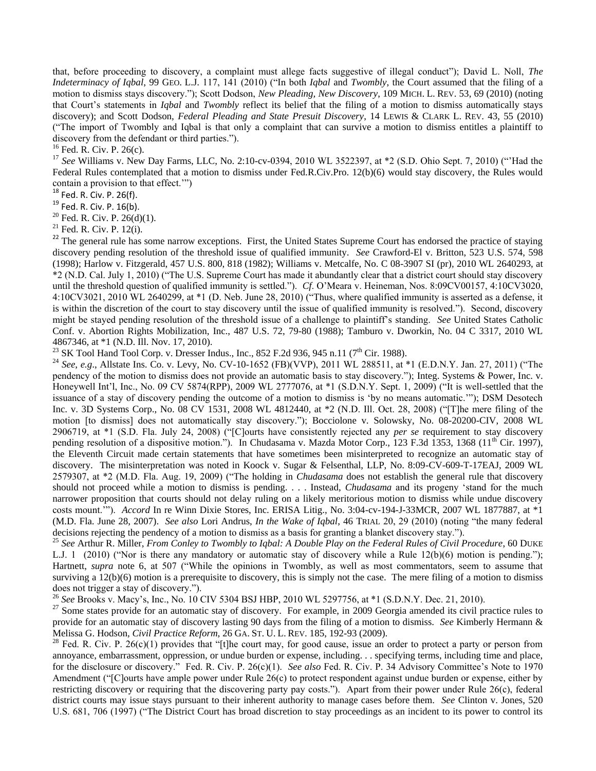that, before proceeding to discovery, a complaint must allege facts suggestive of illegal conduct"); David L. Noll, *The Indeterminacy of Iqbal*, 99 GEO. L.J. 117, 141 (2010) ("In both *Iqbal* and *Twombly*, the Court assumed that the filing of a motion to dismiss stays discovery."); Scott Dodson, *New Pleading, New Discovery*, 109 MICH. L. REV. 53, 69 (2010) (noting that Court's statements in *Iqbal* and *Twombly* reflect its belief that the filing of a motion to dismiss automatically stays discovery); and Scott Dodson, *Federal Pleading and State Presuit Discovery*, 14 LEWIS & CLARK L. REV. 43, 55 (2010) ("The import of Twombly and Iqbal is that only a complaint that can survive a motion to dismiss entitles a plaintiff to discovery from the defendant or third parties.").

[16] Fed. R. Civ. P. 26(c).

[17] *See* Williams v. New Day Farms, LLC, No. 2:10-cv-0394, 2010 WL 3522397, at *2 (S.D. Ohio Sept. 7, 2010) ("'Had the Federal Rules contemplated that a motion to dismiss under Fed.R.Civ.Pro. 12(b)(6) would stay discovery, the Rules would contain a provision to that effect.'")

[18] Fed. R. Civ. P. 26(f).

[19] Fed. R. Civ. P. 16(b).

[20] Fed. R. Civ. P. 26(d)(1).

[21] Fed. R. Civ. P. 12(i).

[22] The general rule has some narrow exceptions. First, the United States Supreme Court has endorsed the practice of staying discovery pending resolution of the threshold issue of qualified immunity. *See* Crawford-El v. Britton, 523 U.S. 574, 598 (1998); Harlow v. Fitzgerald, 457 U.S. 800, 818 (1982); Williams v. Metcalfe, No. C 08-3907 SI (pr), 2010 WL 2640293, at *2 (N.D. Cal. July 1, 2010) ("The U.S. Supreme Court has made it abundantly clear that a district court should stay discovery until the threshold question of qualified immunity is settled."). *Cf.* O'Meara v. Heineman, Nos. 8:09CV00157, 4:10CV3020, 4:10CV3021, 2010 WL 2640299, at *1 (D. Neb. June 28, 2010) ("Thus, where qualified immunity is asserted as a defense, it is within the discretion of the court to stay discovery until the issue of qualified immunity is resolved."). Second, discovery might be stayed pending resolution of the threshold issue of a challenge to plaintiff's standing. *See* United States Catholic Conf. v. Abortion Rights Mobilization, Inc., 487 U.S. 72, 79-80 (1988); Tamburo v. Dworkin, No. 04 C 3317, 2010 WL 4867346, at *1 (N.D. Ill. Nov. 17, 2010).

[23] SK Tool Hand Tool Corp. v. Dresser Indus., Inc., 852 F.2d 936, 945 n.11 (7th Cir. 1988).

[24] *See, e.g.*, Allstate Ins. Co. v. Levy, No. CV-10-1652 (FB)(VVP), 2011 WL 288511, at *1 (E.D.N.Y. Jan. 27, 2011) ("The pendency of the motion to dismiss does not provide an automatic basis to stay discovery."); Integ. Systems & Power, Inc. v. Honeywell Int'l, Inc., No. 09 CV 5874(RPP), 2009 WL 2777076, at *1 (S.D.N.Y. Sept. 1, 2009) ("It is well-settled that the issuance of a stay of discovery pending the outcome of a motion to dismiss is 'by no means automatic.'"); DSM Desotech Inc. v. 3D Systems Corp., No. 08 CV 1531, 2008 WL 4812440, at *2 (N.D. Ill. Oct. 28, 2008) ("[T]he mere filing of the motion [to dismiss] does not automatically stay discovery."); Bocciolone v. Solowsky, No. 08-20200-CIV, 2008 WL 2906719, at *1 (S.D. Fla. July 24, 2008) ("[C]ourts have consistently rejected any *per se* requirement to stay discovery pending resolution of a dispositive motion."). In Chudasama v. Mazda Motor Corp., 123 F.3d 1353, 1368 (11th Cir. 1997), the Eleventh Circuit made certain statements that have sometimes been misinterpreted to recognize an automatic stay of discovery. The misinterpretation was noted in Koock v. Sugar & Felsenthal, LLP, No. 8:09-CV-609-T-17EAJ, 2009 WL 2579307, at *2 (M.D. Fla. Aug. 19, 2009) ("The holding in *Chudasama* does not establish the general rule that discovery should not proceed while a motion to dismiss is pending. . . . Instead, *Chudasama* and its progeny 'stand for the much narrower proposition that courts should not delay ruling on a likely meritorious motion to dismiss while undue discovery costs mount.'"). *Accord* In re Winn Dixie Stores, Inc. ERISA Litig., No. 3:04-cv-194-J-33MCR, 2007 WL 1877887, at *1 (M.D. Fla. June 28, 2007). *See also* Lori Andrus, *In the Wake of Iqbal*, 46 TRIAL 20, 29 (2010) (noting "the many federal decisions rejecting the pendency of a motion to dismiss as a basis for granting a blanket discovery stay.").

[25] *See* Arthur R. Miller, *From Conley to Twombly to Iqbal: A Double Play on the Federal Rules of Civil Procedure*, 60 DUKE L.J. 1 (2010) ("Nor is there any mandatory or automatic stay of discovery while a Rule 12(b)(6) motion is pending."); Hartnett, *supra* note 6, at 507 ("While the opinions in Twombly, as well as most commentators, seem to assume that surviving a 12(b)(6) motion is a prerequisite to discovery, this is simply not the case. The mere filing of a motion to dismiss does not trigger a stay of discovery.").

[26] *See* Brooks v. Macy's, Inc., No. 10 CIV 5304 BSJ HBP, 2010 WL 5297756, at *1 (S.D.N.Y. Dec. 21, 2010).

[27] Some states provide for an automatic stay of discovery. For example, in 2009 Georgia amended its civil practice rules to provide for an automatic stay of discovery lasting 90 days from the filing of a motion to dismiss. *See* Kimberly Hermann & Melissa G. Hodson, *Civil Practice Reform*, 26 GA. ST. U. L. REV. 185, 192-93 (2009).

[28] Fed. R. Civ. P. 26(c)(1) provides that "[t]he court may, for good cause, issue an order to protect a party or person from annoyance, embarrassment, oppression, or undue burden or expense, including. . . specifying terms, including time and place, for the disclosure or discovery." Fed. R. Civ. P. 26(c)(1). *See also* Fed. R. Civ. P. 34 Advisory Committee's Note to 1970 Amendment ("[C]ourts have ample power under Rule 26(c) to protect respondent against undue burden or expense, either by restricting discovery or requiring that the discovering party pay costs."). Apart from their power under Rule 26(c), federal district courts may issue stays pursuant to their inherent authority to manage cases before them. *See* Clinton v. Jones, 520 U.S. 681, 706 (1997) ("The District Court has broad discretion to stay proceedings as an incident to its power to control its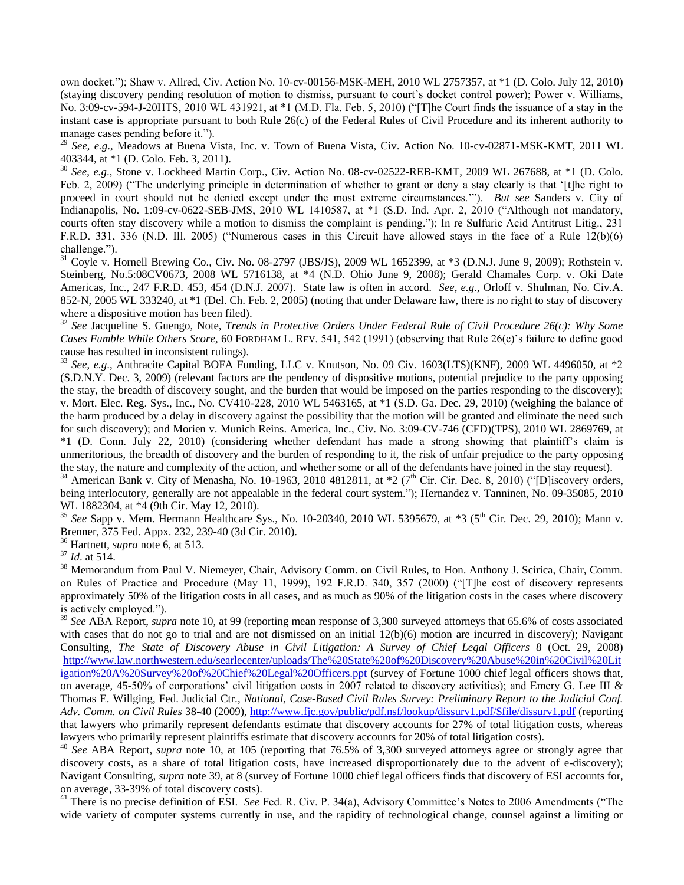own docket."); Shaw v. Allred, Civ. Action No. 10-cv-00156-MSK-MEH, 2010 WL 2757357, at *1 (D. Colo. July 12, 2010) (staying discovery pending resolution of motion to dismiss, pursuant to court's docket control power); Power v. Williams, No. 3:09-cv-594-J-20HTS, 2010 WL 431921, at *1 (M.D. Fla. Feb. 5, 2010) ("[T]he Court finds the issuance of a stay in the instant case is appropriate pursuant to both Rule 26(c) of the Federal Rules of Civil Procedure and its inherent authority to manage cases pending before it.").

[29] *See, e.g.*, Meadows at Buena Vista, Inc. v. Town of Buena Vista, Civ. Action No. 10-cv-02871-MSK-KMT, 2011 WL 403344, at *1 (D. Colo. Feb. 3, 2011).

[30] *See, e.g.*, Stone v. Lockheed Martin Corp., Civ. Action No. 08-cv-02522-REB-KMT, 2009 WL 267688, at *1 (D. Colo. Feb. 2, 2009) ("The underlying principle in determination of whether to grant or deny a stay clearly is that '[t]he right to proceed in court should not be denied except under the most extreme circumstances.'"). *But see* Sanders v. City of Indianapolis, No. 1:09-cv-0622-SEB-JMS, 2010 WL 1410587, at *1 (S.D. Ind. Apr. 2, 2010 ("Although not mandatory, courts often stay discovery while a motion to dismiss the complaint is pending."); In re Sulfuric Acid Antitrust Litig., 231 F.R.D. 331, 336 (N.D. Ill. 2005) ("Numerous cases in this Circuit have allowed stays in the face of a Rule 12(b)(6) challenge.").

[31] Coyle v. Hornell Brewing Co., Civ. No. 08-2797 (JBS/JS), 2009 WL 1652399, at *3 (D.N.J. June 9, 2009); Rothstein v. Steinberg, No.5:08CV0673, 2008 WL 5716138, at *4 (N.D. Ohio June 9, 2008); Gerald Chamales Corp. v. Oki Date Americas, Inc., 247 F.R.D. 453, 454 (D.N.J. 2007). State law is often in accord. *See, e.g.*, Orloff v. Shulman, No. Civ.A. 852-N, 2005 WL 333240, at *1 (Del. Ch. Feb. 2, 2005) (noting that under Delaware law, there is no right to stay of discovery where a dispositive motion has been filed).

[32] *See* Jacqueline S. Guengo, Note, *Trends in Protective Orders Under Federal Rule of Civil Procedure 26(c): Why Some Cases Fumble While Others Score*, 60 FORDHAM L. REV. 541, 542 (1991) (observing that Rule 26(c)'s failure to define good cause has resulted in inconsistent rulings).

[33] *See, e.g.*, Anthracite Capital BOFA Funding, LLC v. Knutson, No. 09 Civ. 1603(LTS)(KNF), 2009 WL 4496050, at *2 (S.D.N.Y. Dec. 3, 2009) (relevant factors are the pendency of dispositive motions, potential prejudice to the party opposing the stay, the breadth of discovery sought, and the burden that would be imposed on the parties responding to the discovery); v. Mort. Elec. Reg. Sys., Inc., No. CV410-228, 2010 WL 5463165, at *1 (S.D. Ga. Dec. 29, 2010) (weighing the balance of the harm produced by a delay in discovery against the possibility that the motion will be granted and eliminate the need such for such discovery); and Morien v. Munich Reins. America, Inc., Civ. No. 3:09-CV-746 (CFD)(TPS), 2010 WL 2869769, at *1 (D. Conn. July 22, 2010) (considering whether defendant has made a strong showing that plaintiff's claim is unmeritorious, the breadth of discovery and the burden of responding to it, the risk of unfair prejudice to the party opposing the stay, the nature and complexity of the action, and whether some or all of the defendants have joined in the stay request).

[34] American Bank v. City of Menasha, No. 10-1963, 2010 4812811, at *2 (7th Cir. Cir. Dec. 8, 2010) ("[D]iscovery orders, being interlocutory, generally are not appealable in the federal court system."); Hernandez v. Tanninen, No. 09-35085, 2010 WL 1882304, at *4 (9th Cir. May 12, 2010).

[35] *See* Sapp v. Mem. Hermann Healthcare Sys., No. 10-20340, 2010 WL 5395679, at *3 (5th Cir. Dec. 29, 2010); Mann v. Brenner, 375 Fed. Appx. 232, 239-40 (3d Cir. 2010).

[36] Hartnett, *supra* note 6, at 513.

[37] *Id*. at 514.

[38] Memorandum from Paul V. Niemeyer, Chair, Advisory Comm. on Civil Rules, to Hon. Anthony J. Scirica, Chair, Comm. on Rules of Practice and Procedure (May 11, 1999), 192 F.R.D. 340, 357 (2000) ("[T]he cost of discovery represents approximately 50% of the litigation costs in all cases, and as much as 90% of the litigation costs in the cases where discovery is actively employed.").

[39] *See* ABA Report, *supra* note 10, at 99 (reporting mean response of 3,300 surveyed attorneys that 65.6% of costs associated with cases that do not go to trial and are not dismissed on an initial 12(b)(6) motion are incurred in discovery); Navigant Consulting, *The State of Discovery Abuse in Civil Litigation: A Survey of Chief Legal Officers* 8 (Oct. 29, 2008) http://www.law.northwestern.edu/searlecenter/uploads/The%20State%20of%20Discovery%20Abuse%20in%20Civil%20Litigation%20A%20Survey%20of%20Chief%20Legal%20Officers.ppt (survey of Fortune 1000 chief legal officers shows that, on average, 45-50% of corporations' civil litigation costs in 2007 related to discovery activities); and Emery G. Lee III & Thomas E. Willging, Fed. Judicial Ctr., *National, Case-Based Civil Rules Survey: Preliminary Report to the Judicial Conf. Adv. Comm. on Civil Rules* 38-40 (2009), http://www.fjc.gov/public/pdf.nsf/lookup/dissurv1.pdf/$file/dissurv1.pdf (reporting that lawyers who primarily represent defendants estimate that discovery accounts for 27% of total litigation costs, whereas lawyers who primarily represent plaintiffs estimate that discovery accounts for 20% of total litigation costs).

[40] *See* ABA Report, *supra* note 10, at 105 (reporting that 76.5% of 3,300 surveyed attorneys agree or strongly agree that discovery costs, as a share of total litigation costs, have increased disproportionately due to the advent of e-discovery); Navigant Consulting, *supra* note 39, at 8 (survey of Fortune 1000 chief legal officers finds that discovery of ESI accounts for, on average, 33-39% of total discovery costs).

[41] There is no precise definition of ESI. *See* Fed. R. Civ. P. 34(a), Advisory Committee's Notes to 2006 Amendments ("The wide variety of computer systems currently in use, and the rapidity of technological change, counsel against a limiting or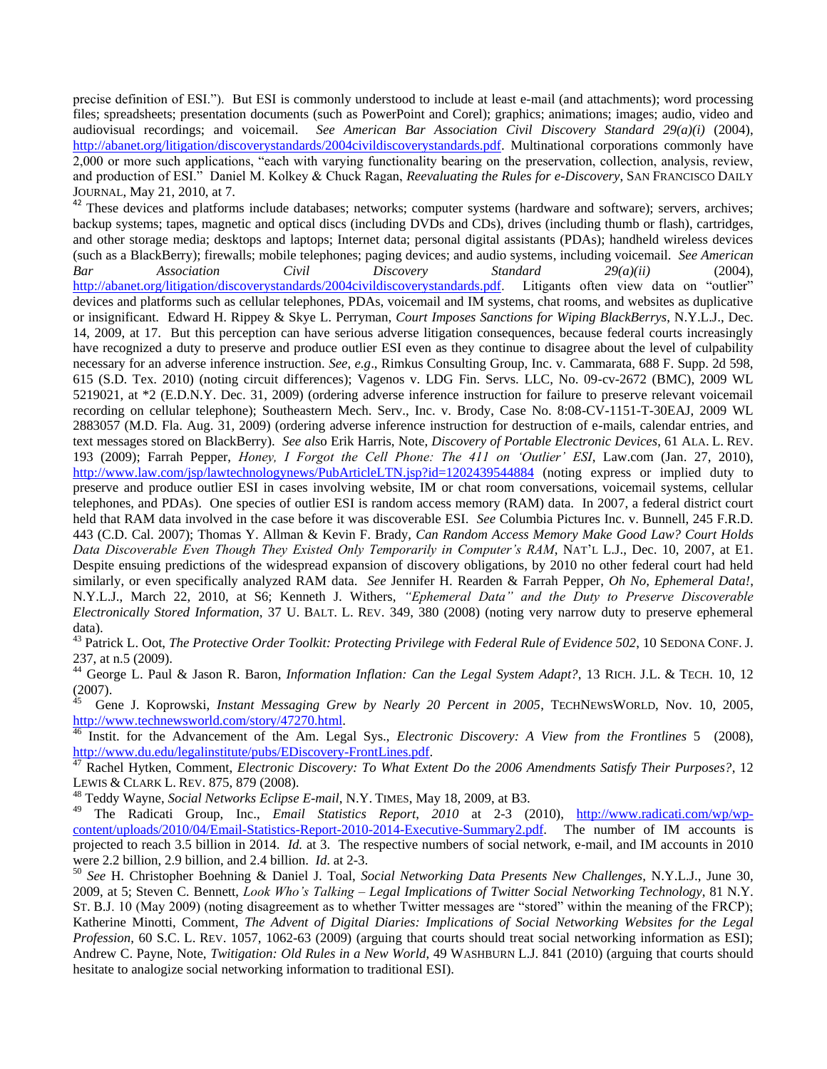precise definition of ESI."). But ESI is commonly understood to include at least e-mail (and attachments); word processing files; spreadsheets; presentation documents (such as PowerPoint and Corel); graphics; animations; images; audio, video and audiovisual recordings; and voicemail. *See American Bar Association Civil Discovery Standard 29(a)(i)* (2004), http://abanet.org/litigation/discoverystandards/2004civildiscoverystandards.pdf. Multinational corporations commonly have 2,000 or more such applications, "each with varying functionality bearing on the preservation, collection, analysis, review, and production of ESI." Daniel M. Kolkey & Chuck Ragan, *Reevaluating the Rules for e-Discovery*, SAN FRANCISCO DAILY JOURNAL, May 21, 2010, at 7.

[42] These devices and platforms include databases; networks; computer systems (hardware and software); servers, archives; backup systems; tapes, magnetic and optical discs (including DVDs and CDs), drives (including thumb or flash), cartridges, and other storage media; desktops and laptops; Internet data; personal digital assistants (PDAs); handheld wireless devices (such as a BlackBerry); firewalls; mobile telephones; paging devices; and audio systems, including voicemail. *See American Bar Association Civil Discovery Standard 29(a)(ii)* (2004), http://abanet.org/litigation/discoverystandards/2004civildiscoverystandards.pdf. Litigants often view data on "outlier" devices and platforms such as cellular telephones, PDAs, voicemail and IM systems, chat rooms, and websites as duplicative or insignificant. Edward H. Rippey & Skye L. Perryman, *Court Imposes Sanctions for Wiping BlackBerrys*, N.Y.L.J., Dec. 14, 2009, at 17. But this perception can have serious adverse litigation consequences, because federal courts increasingly have recognized a duty to preserve and produce outlier ESI even as they continue to disagree about the level of culpability necessary for an adverse inference instruction. *See, e.g*., Rimkus Consulting Group, Inc. v. Cammarata, 688 F. Supp. 2d 598, 615 (S.D. Tex. 2010) (noting circuit differences); Vagenos v. LDG Fin. Servs. LLC, No. 09-cv-2672 (BMC), 2009 WL 5219021, at *2 (E.D.N.Y. Dec. 31, 2009) (ordering adverse inference instruction for failure to preserve relevant voicemail recording on cellular telephone); Southeastern Mech. Serv., Inc. v. Brody, Case No. 8:08-CV-1151-T-30EAJ, 2009 WL 2883057 (M.D. Fla. Aug. 31, 2009) (ordering adverse inference instruction for destruction of e-mails, calendar entries, and text messages stored on BlackBerry). *See also* Erik Harris, Note, *Discovery of Portable Electronic Devices*, 61 ALA. L. REV. 193 (2009); Farrah Pepper, *Honey, I Forgot the Cell Phone: The 411 on 'Outlier' ESI*, Law.com (Jan. 27, 2010), http://www.law.com/jsp/lawtechnologynews/PubArticleLTN.jsp?id=1202439544884 (noting express or implied duty to preserve and produce outlier ESI in cases involving website, IM or chat room conversations, voicemail systems, cellular telephones, and PDAs). One species of outlier ESI is random access memory (RAM) data. In 2007, a federal district court held that RAM data involved in the case before it was discoverable ESI. *See* Columbia Pictures Inc. v. Bunnell, 245 F.R.D. 443 (C.D. Cal. 2007); Thomas Y. Allman & Kevin F. Brady, *Can Random Access Memory Make Good Law? Court Holds Data Discoverable Even Though They Existed Only Temporarily in Computer's RAM*, NAT'L L.J., Dec. 10, 2007, at E1. Despite ensuing predictions of the widespread expansion of discovery obligations, by 2010 no other federal court had held similarly, or even specifically analyzed RAM data. *See* Jennifer H. Rearden & Farrah Pepper, *Oh No, Ephemeral Data!*, N.Y.L.J., March 22, 2010, at S6; Kenneth J. Withers, *"Ephemeral Data" and the Duty to Preserve Discoverable Electronically Stored Information*, 37 U. BALT. L. REV. 349, 380 (2008) (noting very narrow duty to preserve ephemeral data).

[43] Patrick L. Oot, *The Protective Order Toolkit: Protecting Privilege with Federal Rule of Evidence 502*, 10 SEDONA CONF. J. 237, at n.5 (2009).

[44] George L. Paul & Jason R. Baron, *Information Inflation: Can the Legal System Adapt?*, 13 RICH. J.L. & TECH. 10, 12 (2007).

[45] Gene J. Koprowski, *Instant Messaging Grew by Nearly 20 Percent in 2005*, TECHNEWSWORLD, Nov. 10, 2005, http://www.technewsworld.com/story/47270.html.

[46] Instit. for the Advancement of the Am. Legal Sys., *Electronic Discovery: A View from the Frontlines* 5 (2008), http://www.du.edu/legalinstitute/pubs/EDiscovery-FrontLines.pdf.

[47] Rachel Hytken, Comment, *Electronic Discovery: To What Extent Do the 2006 Amendments Satisfy Their Purposes?*, 12 LEWIS & CLARK L. REV. 875, 879 (2008).

[48] Teddy Wayne, *Social Networks Eclipse E-mail*, N.Y. TIMES, May 18, 2009, at B3.

[49] The Radicati Group, Inc., *Email Statistics Report, 2010* at 2-3 (2010), http://www.radicati.com/wp/wp-content/uploads/2010/04/Email-Statistics-Report-2010-2014-Executive-Summary2.pdf. The number of IM accounts is projected to reach 3.5 billion in 2014. *Id.* at 3. The respective numbers of social network, e-mail, and IM accounts in 2010 were 2.2 billion, 2.9 billion, and 2.4 billion. *Id.* at 2-3.

[50] *See* H. Christopher Boehning & Daniel J. Toal, *Social Networking Data Presents New Challenges*, N.Y.L.J., June 30, 2009, at 5; Steven C. Bennett, *Look Who's Talking – Legal Implications of Twitter Social Networking Technology*, 81 N.Y. ST. B.J. 10 (May 2009) (noting disagreement as to whether Twitter messages are "stored" within the meaning of the FRCP); Katherine Minotti, Comment, *The Advent of Digital Diaries: Implications of Social Networking Websites for the Legal Profession*, 60 S.C. L. REV. 1057, 1062-63 (2009) (arguing that courts should treat social networking information as ESI); Andrew C. Payne, Note, *Twitigation: Old Rules in a New World*, 49 WASHBURN L.J. 841 (2010) (arguing that courts should hesitate to analogize social networking information to traditional ESI).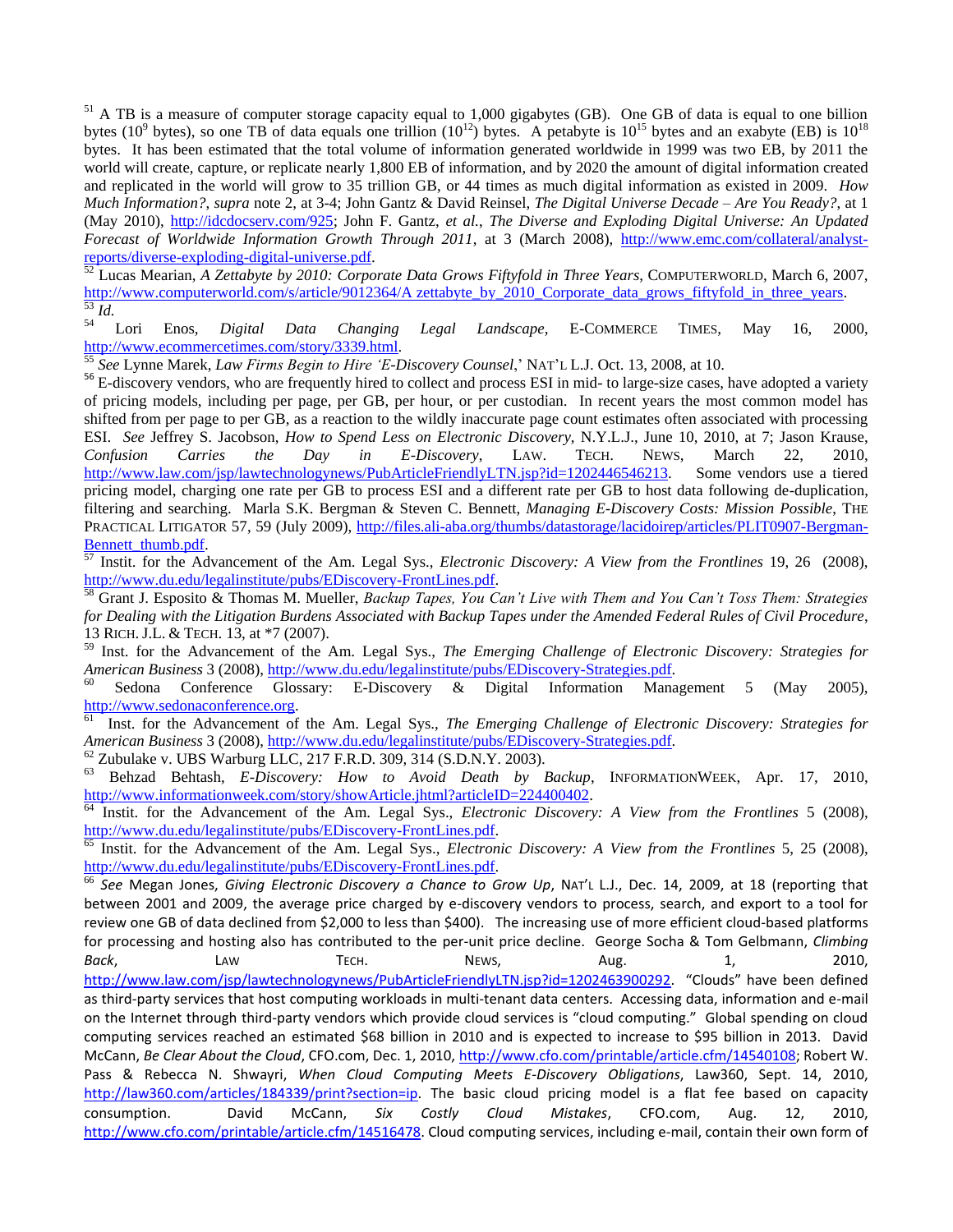[51] A TB is a measure of computer storage capacity equal to 1,000 gigabytes (GB). One GB of data is equal to one billion bytes ($10^9$ bytes), so one TB of data equals one trillion ($10^{12}$) bytes. A petabyte is $10^{15}$ bytes and an exabyte (EB) is $10^{18}$ bytes. It has been estimated that the total volume of information generated worldwide in 1999 was two EB, by 2011 the world will create, capture, or replicate nearly 1,800 EB of information, and by 2020 the amount of digital information created and replicated in the world will grow to 35 trillion GB, or 44 times as much digital information as existed in 2009. *How Much Information?*, *supra* note 2, at 3-4; John Gantz & David Reinsel, *The Digital Universe Decade – Are You Ready?*, at 1 (May 2010), http://idcdocserv.com/925; John F. Gantz, *et al.*, *The Diverse and Exploding Digital Universe: An Updated Forecast of Worldwide Information Growth Through 2011*, at 3 (March 2008), http://www.emc.com/collateral/analyst-reports/diverse-exploding-digital-universe.pdf.

[52] Lucas Mearian, *A Zettabyte by 2010: Corporate Data Grows Fiftyfold in Three Years*, COMPUTERWORLD, March 6, 2007, http://www.computerworld.com/s/article/9012364/A zettabyte_by_2010_Corporate_data_grows_fiftyfold_in_three_years.

[53] *Id.*

[54] Lori Enos, *Digital Data Changing Legal Landscape*, E-COMMERCE TIMES, May 16, 2000, http://www.ecommercetimes.com/story/3339.html.

[55] *See* Lynne Marek, *Law Firms Begin to Hire 'E-Discovery Counsel*,' NAT'L L.J. Oct. 13, 2008, at 10.

[56] E-discovery vendors, who are frequently hired to collect and process ESI in mid- to large-size cases, have adopted a variety of pricing models, including per page, per GB, per hour, or per custodian. In recent years the most common model has shifted from per page to per GB, as a reaction to the wildly inaccurate page count estimates often associated with processing ESI. *See* Jeffrey S. Jacobson, *How to Spend Less on Electronic Discovery*, N.Y.L.J., June 10, 2010, at 7; Jason Krause, *Confusion Carries the Day in E-Discovery*, LAW. TECH. NEWS, March 22, 2010, http://www.law.com/jsp/lawtechnologynews/PubArticleFriendlyLTN.jsp?id=1202446546213. Some vendors use a tiered pricing model, charging one rate per GB to process ESI and a different rate per GB to host data following de-duplication, filtering and searching. Marla S.K. Bergman & Steven C. Bennett, *Managing E-Discovery Costs: Mission Possible*, THE PRACTICAL LITIGATOR 57, 59 (July 2009), http://files.ali-aba.org/thumbs/datastorage/lacidoirep/articles/PLIT0907-Bergman-Bennett_thumb.pdf.

[57] Instit. for the Advancement of the Am. Legal Sys., *Electronic Discovery: A View from the Frontlines* 19, 26 (2008), http://www.du.edu/legalinstitute/pubs/EDiscovery-FrontLines.pdf.

[58] Grant J. Esposito & Thomas M. Mueller, *Backup Tapes, You Can't Live with Them and You Can't Toss Them: Strategies for Dealing with the Litigation Burdens Associated with Backup Tapes under the Amended Federal Rules of Civil Procedure*, 13 RICH. J.L. & TECH. 13, at *7 (2007).

[59] Inst. for the Advancement of the Am. Legal Sys., *The Emerging Challenge of Electronic Discovery: Strategies for American Business* 3 (2008), http://www.du.edu/legalinstitute/pubs/EDiscovery-Strategies.pdf.

[60] Sedona Conference Glossary: E-Discovery & Digital Information Management 5 (May 2005), http://www.sedonaconference.org.

[61] Inst. for the Advancement of the Am. Legal Sys., *The Emerging Challenge of Electronic Discovery: Strategies for American Business* 3 (2008), http://www.du.edu/legalinstitute/pubs/EDiscovery-Strategies.pdf.

[62] Zubulake v. UBS Warburg LLC, 217 F.R.D. 309, 314 (S.D.N.Y. 2003).

[63] Behzad Behtash, *E-Discovery: How to Avoid Death by Backup*, INFORMATIONWEEK, Apr. 17, 2010, http://www.informationweek.com/story/showArticle.jhtml?articleID=224400402.

[64] Instit. for the Advancement of the Am. Legal Sys., *Electronic Discovery: A View from the Frontlines* 5 (2008), http://www.du.edu/legalinstitute/pubs/EDiscovery-FrontLines.pdf.

[65] Instit. for the Advancement of the Am. Legal Sys., *Electronic Discovery: A View from the Frontlines* 5, 25 (2008), http://www.du.edu/legalinstitute/pubs/EDiscovery-FrontLines.pdf.

[66] *See* Megan Jones, *Giving Electronic Discovery a Chance to Grow Up*, NAT'L L.J., Dec. 14, 2009, at 18 (reporting that between 2001 and 2009, the average price charged by e-discovery vendors to process, search, and export to a tool for review one GB of data declined from $2,000 to less than $400). The increasing use of more efficient cloud-based platforms for processing and hosting also has contributed to the per-unit price decline. George Socha & Tom Gelbmann, *Climbing Back*, LAW TECH. NEWS, Aug. 1, 2010, http://www.law.com/jsp/lawtechnologynews/PubArticleFriendlyLTN.jsp?id=1202463900292. "Clouds" have been defined as third-party services that host computing workloads in multi-tenant data centers. Accessing data, information and e-mail on the Internet through third-party vendors which provide cloud services is "cloud computing." Global spending on cloud computing services reached an estimated $68 billion in 2010 and is expected to increase to $95 billion in 2013. David McCann, *Be Clear About the Cloud*, CFO.com, Dec. 1, 2010, http://www.cfo.com/printable/article.cfm/14540108; Robert W. Pass & Rebecca N. Shwayri, *When Cloud Computing Meets E-Discovery Obligations*, Law360, Sept. 14, 2010, http://law360.com/articles/184339/print?section=ip. The basic cloud pricing model is a flat fee based on capacity consumption. David McCann, *Six Costly Cloud Mistakes*, CFO.com, Aug. 12, 2010, http://www.cfo.com/printable/article.cfm/14516478. Cloud computing services, including e-mail, contain their own form of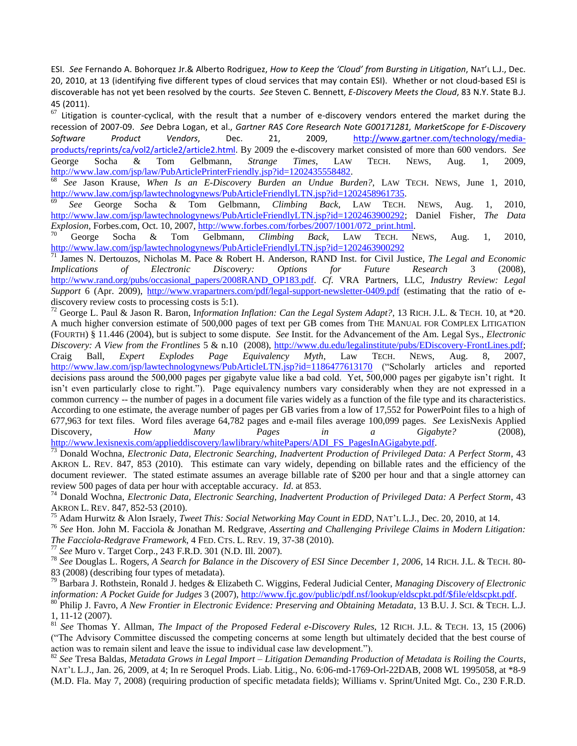ESI. *See* Fernando A. Bohorquez Jr.& Alberto Rodriguez, *How to Keep the 'Cloud' from Bursting in Litigation*, NAT'L L.J., Dec. 20, 2010, at 13 (identifying five different types of cloud services that may contain ESI). Whether or not cloud-based ESI is discoverable has not yet been resolved by the courts. *See* Steven C. Bennett, *E-Discovery Meets the Cloud*, 83 N.Y. State B.J. 45 (2011).

[67] Litigation is counter-cyclical, with the result that a number of e-discovery vendors entered the market during the recession of 2007-09. *See* Debra Logan, et al., *Gartner RAS Core Research Note G00171281, MarketScope for E-Discovery Software Product Vendors*, Dec. 21, 2009, http://www.gartner.com/technology/media-products/reprints/ca/vol2/article2/article2.html. By 2009 the e-discovery market consisted of more than 600 vendors. *See* George Socha & Tom Gelbmann, *Strange Times*, LAW TECH. NEWS, Aug. 1, 2009, http://www.law.com/jsp/law/PubArticlePrinterFriendly.jsp?id=1202435558482.

[68] *See* Jason Krause, *When Is an E-Discovery Burden an Undue Burden?*, LAW TECH. NEWS, June 1, 2010, http://www.law.com/jsp/lawtechnologynews/PubArticleFriendlyLTN.jsp?id=1202458961735.

[69] *See* George Socha & Tom Gelbmann, *Climbing Back*, LAW TECH. NEWS, Aug. 1, 2010, http://www.law.com/jsp/lawtechnologynews/PubArticleFriendlyLTN.jsp?id=1202463900292; Daniel Fisher, *The Data Explosion*, Forbes.com, Oct. 10, 2007, http://www.forbes.com/forbes/2007/1001/072_print.html.

[70] George Socha & Tom Gelbmann, *Climbing Back*, LAW TECH. NEWS, Aug. 1, 2010, http://www.law.com/jsp/lawtechnologynews/PubArticleFriendlyLTN.jsp?id=1202463900292

[71] James N. Dertouzos, Nicholas M. Pace & Robert H. Anderson, RAND Inst. for Civil Justice, *The Legal and Economic Implications of Electronic Discovery: Options for Future Research* 3 (2008), http://www.rand.org/pubs/occasional_papers/2008RAND_OP183.pdf. *Cf.* VRA Partners, LLC, *Industry Review: Legal Support* 6 (Apr. 2009), http://www.vrapartners.com/pdf/legal-support-newsletter-0409.pdf (estimating that the ratio of e-discovery review costs to processing costs is 5:1).

[72] George L. Paul & Jason R. Baron, I*nformation Inflation: Can the Legal System Adapt?*, 13 RICH. J.L. & TECH. 10, at *20. A much higher conversion estimate of 500,000 pages of text per GB comes from THE MANUAL FOR COMPLEX LITIGATION (FOURTH) § 11.446 (2004), but is subject to some dispute. *See* Instit. for the Advancement of the Am. Legal Sys., *Electronic Discovery: A View from the Frontlines* 5 & n.10 (2008), http://www.du.edu/legalinstitute/pubs/EDiscovery-FrontLines.pdf; Craig Ball, *Expert Explodes Page Equivalency Myth*, Law TECH. NEWS, Aug. 8, 2007, http://www.law.com/jsp/lawtechnologynews/PubArticleLTN.jsp?id=1186477613170 ("Scholarly articles and reported decisions pass around the 500,000 pages per gigabyte value like a bad cold. Yet, 500,000 pages per gigabyte isn't right. It isn't even particularly close to right."). Page equivalency numbers vary considerably when they are not expressed in a common currency -- the number of pages in a document file varies widely as a function of the file type and its characteristics. According to one estimate, the average number of pages per GB varies from a low of 17,552 for PowerPoint files to a high of 677,963 for text files. Word files average 64,782 pages and e-mail files average 100,099 pages. *See* LexisNexis Applied Discovery, *How Many Pages in a Gigabyte?* (2008), http://www.lexisnexis.com/applieddiscovery/lawlibrary/whitePapers/ADI_FS_PagesInAGigabyte.pdf.

[73] Donald Wochna, *Electronic Data, Electronic Searching, Inadvertent Production of Privileged Data: A Perfect Storm*, 43 AKRON L. REV. 847, 853 (2010). This estimate can vary widely, depending on billable rates and the efficiency of the document reviewer. The stated estimate assumes an average billable rate of $200 per hour and that a single attorney can review 500 pages of data per hour with acceptable accuracy. *Id*. at 853.

[74] Donald Wochna, *Electronic Data, Electronic Searching, Inadvertent Production of Privileged Data: A Perfect Storm*, 43 AKRON L. REV. 847, 852-53 (2010).

[75] Adam Hurwitz & Alon Israely, *Tweet This: Social Networking May Count in EDD*, NAT'L L.J., Dec. 20, 2010, at 14.

[76] *See* Hon. John M. Facciola & Jonathan M. Redgrave, *Asserting and Challenging Privilege Claims in Modern Litigation: The Facciola-Redgrave Framework*, 4 FED. CTS. L. REV. 19, 37-38 (2010).

[77] *See* Muro v. Target Corp., 243 F.R.D. 301 (N.D. Ill. 2007).

[78] *See* Douglas L. Rogers, *A Search for Balance in the Discovery of ESI Since December 1, 2006*, 14 RICH. J.L. & TECH. 80-83 (2008) (describing four types of metadata).

[79] Barbara J. Rothstein, Ronald J. hedges & Elizabeth C. Wiggins, Federal Judicial Center, *Managing Discovery of Electronic information: A Pocket Guide for Judges* 3 (2007), http://www.fjc.gov/public/pdf.nsf/lookup/eldscpkt.pdf/$file/eldscpkt.pdf.

[80] Philip J. Favro, *A New Frontier in Electronic Evidence: Preserving and Obtaining Metadata*, 13 B.U. J. SCI. & TECH. L.J. 1, 11-12 (2007).

[81] *See* Thomas Y. Allman, *The Impact of the Proposed Federal e-Discovery Rules*, 12 RICH. J.L. & TECH. 13, 15 (2006) ("The Advisory Committee discussed the competing concerns at some length but ultimately decided that the best course of action was to remain silent and leave the issue to individual case law development.").

[82] *See* Tresa Baldas, *Metadata Grows in Legal Import – Litigation Demanding Production of Metadata is Roiling the Courts*, NAT'L L.J., Jan. 26, 2009, at 4; In re Seroquel Prods. Liab. Litig., No. 6:06-md-1769-Orl-22DAB, 2008 WL 1995058, at *8-9 (M.D. Fla. May 7, 2008) (requiring production of specific metadata fields); Williams v. Sprint/United Mgt. Co., 230 F.R.D.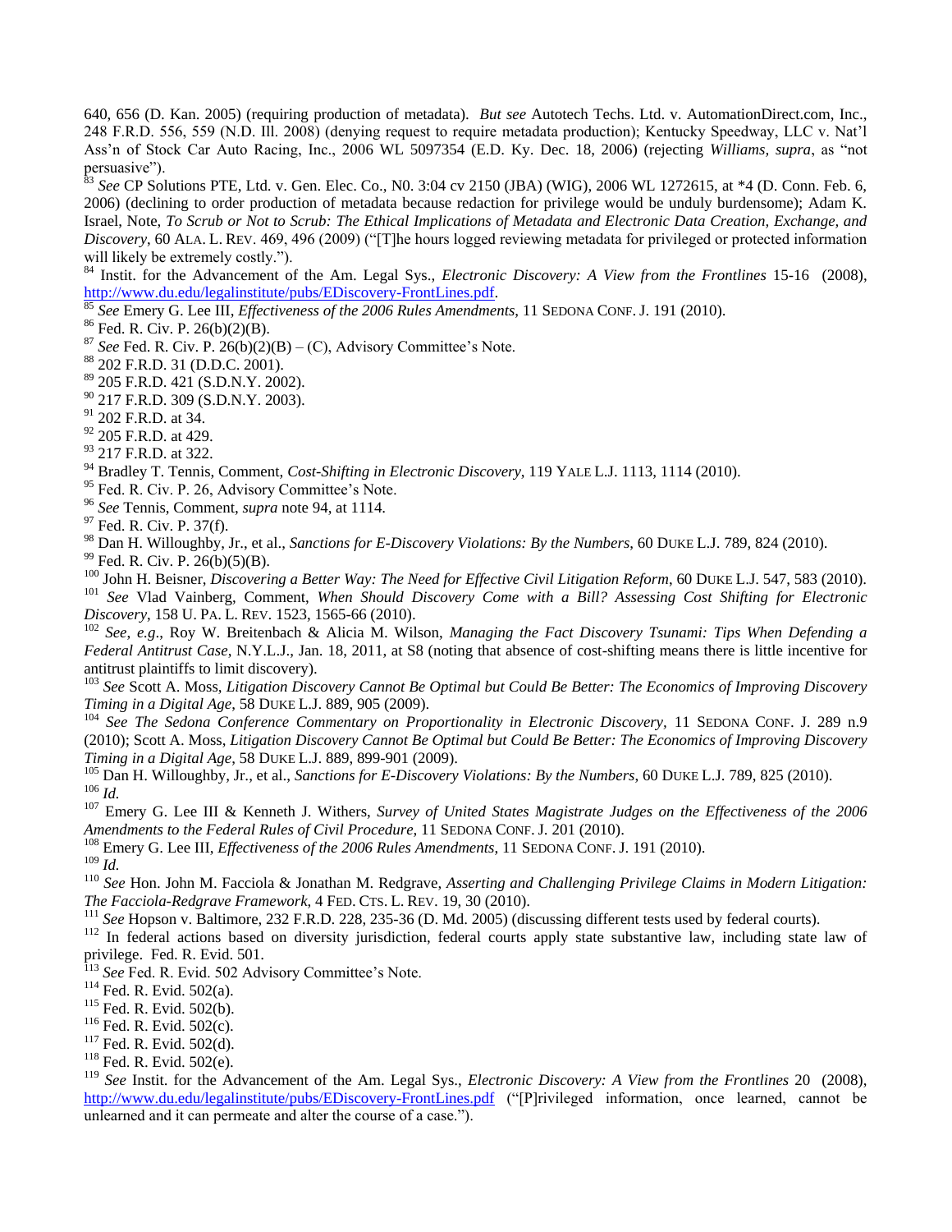640, 656 (D. Kan. 2005) (requiring production of metadata). *But see* Autotech Techs. Ltd. v. AutomationDirect.com, Inc., 248 F.R.D. 556, 559 (N.D. Ill. 2008) (denying request to require metadata production); Kentucky Speedway, LLC v. Nat'l Ass'n of Stock Car Auto Racing, Inc., 2006 WL 5097354 (E.D. Ky. Dec. 18, 2006) (rejecting *Williams, supra*, as "not persuasive").

[83] *See* CP Solutions PTE, Ltd. v. Gen. Elec. Co., N0. 3:04 cv 2150 (JBA) (WIG), 2006 WL 1272615, at *4 (D. Conn. Feb. 6, 2006) (declining to order production of metadata because redaction for privilege would be unduly burdensome); Adam K. Israel, Note, *To Scrub or Not to Scrub: The Ethical Implications of Metadata and Electronic Data Creation, Exchange, and Discovery*, 60 ALA. L. REV. 469, 496 (2009) ("[T]he hours logged reviewing metadata for privileged or protected information will likely be extremely costly.").

[84] Instit. for the Advancement of the Am. Legal Sys., *Electronic Discovery: A View from the Frontlines* 15-16 (2008), http://www.du.edu/legalinstitute/pubs/EDiscovery-FrontLines.pdf.

[85] *See* Emery G. Lee III, *Effectiveness of the 2006 Rules Amendments*, 11 SEDONA CONF. J. 191 (2010).

[86] Fed. R. Civ. P. 26(b)(2)(B).

[87] *See* Fed. R. Civ. P. 26(b)(2)(B) – (C), Advisory Committee's Note.

[88] 202 F.R.D. 31 (D.D.C. 2001).

[89] 205 F.R.D. 421 (S.D.N.Y. 2002).

[90] 217 F.R.D. 309 (S.D.N.Y. 2003).

[91] 202 F.R.D. at 34.

[92] 205 F.R.D. at 429.

[93] 217 F.R.D. at 322.

[94] Bradley T. Tennis, Comment, *Cost-Shifting in Electronic Discovery*, 119 YALE L.J. 1113, 1114 (2010).

[95] Fed. R. Civ. P. 26, Advisory Committee's Note.

[96] *See* Tennis, Comment, *supra* note 94, at 1114.

[97] Fed. R. Civ. P. 37(f).

[98] Dan H. Willoughby, Jr., et al., *Sanctions for E-Discovery Violations: By the Numbers*, 60 DUKE L.J. 789, 824 (2010).

[99] Fed. R. Civ. P. 26(b)(5)(B).

[100] John H. Beisner, *Discovering a Better Way: The Need for Effective Civil Litigation Reform*, 60 DUKE L.J. 547, 583 (2010).

[101] *See* Vlad Vainberg, Comment, *When Should Discovery Come with a Bill? Assessing Cost Shifting for Electronic Discovery*, 158 U. PA. L. REV. 1523, 1565-66 (2010).

[102] *See, e.g.*, Roy W. Breitenbach & Alicia M. Wilson, *Managing the Fact Discovery Tsunami: Tips When Defending a Federal Antitrust Case*, N.Y.L.J., Jan. 18, 2011, at S8 (noting that absence of cost-shifting means there is little incentive for antitrust plaintiffs to limit discovery).

[103] *See* Scott A. Moss, *Litigation Discovery Cannot Be Optimal but Could Be Better: The Economics of Improving Discovery Timing in a Digital Age*, 58 DUKE L.J. 889, 905 (2009).

[104] *See The Sedona Conference Commentary on Proportionality in Electronic Discovery*, 11 SEDONA CONF. J. 289 n.9 (2010); Scott A. Moss, *Litigation Discovery Cannot Be Optimal but Could Be Better: The Economics of Improving Discovery Timing in a Digital Age*, 58 DUKE L.J. 889, 899-901 (2009).

[105] Dan H. Willoughby, Jr., et al., *Sanctions for E-Discovery Violations: By the Numbers*, 60 DUKE L.J. 789, 825 (2010).

[106] *Id.*

[107] Emery G. Lee III & Kenneth J. Withers, *Survey of United States Magistrate Judges on the Effectiveness of the 2006 Amendments to the Federal Rules of Civil Procedure*, 11 SEDONA CONF. J. 201 (2010).

[108] Emery G. Lee III, *Effectiveness of the 2006 Rules Amendments*, 11 SEDONA CONF. J. 191 (2010).

[109] *Id.*

[110] *See* Hon. John M. Facciola & Jonathan M. Redgrave, *Asserting and Challenging Privilege Claims in Modern Litigation: The Facciola-Redgrave Framework*, 4 FED. CTS. L. REV. 19, 30 (2010).

[111] *See* Hopson v. Baltimore, 232 F.R.D. 228, 235-36 (D. Md. 2005) (discussing different tests used by federal courts).

[112] In federal actions based on diversity jurisdiction, federal courts apply state substantive law, including state law of privilege. Fed. R. Evid. 501.

[113] *See* Fed. R. Evid. 502 Advisory Committee's Note.

[114] Fed. R. Evid. 502(a).

[115] Fed. R. Evid. 502(b).

[116] Fed. R. Evid. 502(c).

[117] Fed. R. Evid. 502(d).

[118] Fed. R. Evid. 502(e).

[119] *See* Instit. for the Advancement of the Am. Legal Sys., *Electronic Discovery: A View from the Frontlines* 20 (2008), http://www.du.edu/legalinstitute/pubs/EDiscovery-FrontLines.pdf ("[P]rivileged information, once learned, cannot be unlearned and it can permeate and alter the course of a case.").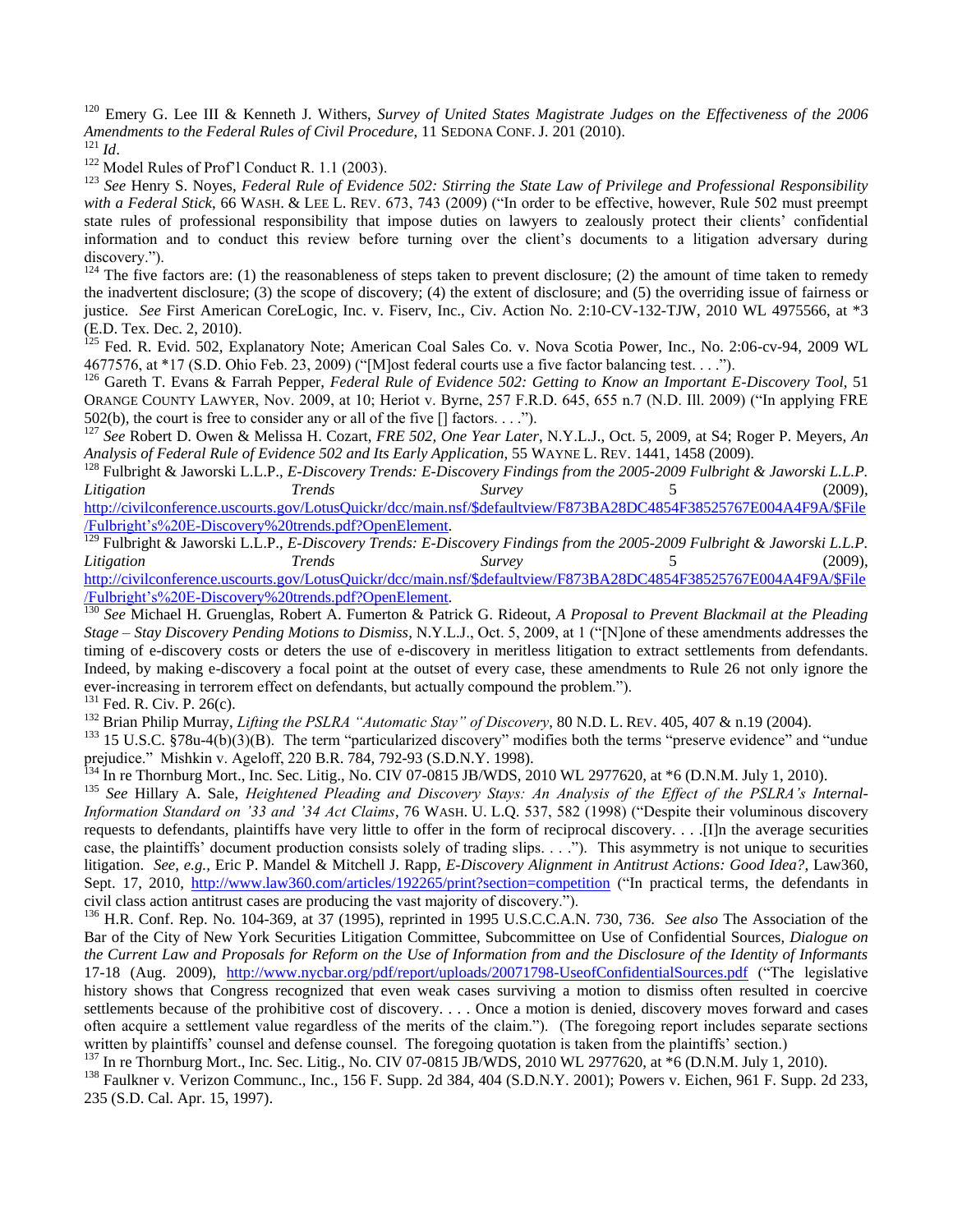[120] Emery G. Lee III & Kenneth J. Withers, *Survey of United States Magistrate Judges on the Effectiveness of the 2006 Amendments to the Federal Rules of Civil Procedure*, 11 SEDONA CONF. J. 201 (2010).

[121] *Id*.

[122] Model Rules of Prof'l Conduct R. 1.1 (2003).

[123] *See* Henry S. Noyes, *Federal Rule of Evidence 502: Stirring the State Law of Privilege and Professional Responsibility with a Federal Stick*, 66 WASH. & LEE L. REV. 673, 743 (2009) ("In order to be effective, however, Rule 502 must preempt state rules of professional responsibility that impose duties on lawyers to zealously protect their clients' confidential information and to conduct this review before turning over the client's documents to a litigation adversary during discovery.").

[124] The five factors are: (1) the reasonableness of steps taken to prevent disclosure; (2) the amount of time taken to remedy the inadvertent disclosure; (3) the scope of discovery; (4) the extent of disclosure; and (5) the overriding issue of fairness or justice. *See* First American CoreLogic, Inc. v. Fiserv, Inc., Civ. Action No. 2:10-CV-132-TJW, 2010 WL 4975566, at *3 (E.D. Tex. Dec. 2, 2010).

[125] Fed. R. Evid. 502, Explanatory Note; American Coal Sales Co. v. Nova Scotia Power, Inc., No. 2:06-cv-94, 2009 WL 4677576, at *17 (S.D. Ohio Feb. 23, 2009) ("[M]ost federal courts use a five factor balancing test. . . .").

[126] Gareth T. Evans & Farrah Pepper, *Federal Rule of Evidence 502: Getting to Know an Important E-Discovery Tool*, 51 ORANGE COUNTY LAWYER, Nov. 2009, at 10; Heriot v. Byrne, 257 F.R.D. 645, 655 n.7 (N.D. Ill. 2009) ("In applying FRE 502(b), the court is free to consider any or all of the five [] factors. . . .").

[127] *See* Robert D. Owen & Melissa H. Cozart, *FRE 502, One Year Later*, N.Y.L.J., Oct. 5, 2009, at S4; Roger P. Meyers, *An Analysis of Federal Rule of Evidence 502 and Its Early Application*, 55 WAYNE L. REV. 1441, 1458 (2009).

[128] Fulbright & Jaworski L.L.P., *E-Discovery Trends: E-Discovery Findings from the 2005-2009 Fulbright & Jaworski L.L.P. Litigation Trends Survey* 5 (2009), http://civilconference.uscourts.gov/LotusQuickr/dcc/main.nsf/$defaultview/F873BA28DC4854F38525767E004A4F9A/$File/Fulbright's%20E-Discovery%20trends.pdf?OpenElement.

[129] Fulbright & Jaworski L.L.P., *E-Discovery Trends: E-Discovery Findings from the 2005-2009 Fulbright & Jaworski L.L.P. Litigation Trends Survey* 5 (2009), http://civilconference.uscourts.gov/LotusQuickr/dcc/main.nsf/$defaultview/F873BA28DC4854F38525767E004A4F9A/$File/Fulbright's%20E-Discovery%20trends.pdf?OpenElement.

[130] *See* Michael H. Gruenglas, Robert A. Fumerton & Patrick G. Rideout, *A Proposal to Prevent Blackmail at the Pleading Stage – Stay Discovery Pending Motions to Dismiss*, N.Y.L.J., Oct. 5, 2009, at 1 ("[N]one of these amendments addresses the timing of e-discovery costs or deters the use of e-discovery in meritless litigation to extract settlements from defendants. Indeed, by making e-discovery a focal point at the outset of every case, these amendments to Rule 26 not only ignore the ever-increasing in terrorem effect on defendants, but actually compound the problem.").

[131] Fed. R. Civ. P. 26(c).

[132] Brian Philip Murray, *Lifting the PSLRA "Automatic Stay" of Discovery*, 80 N.D. L. REV. 405, 407 & n.19 (2004).

[133] 15 U.S.C. §78u-4(b)(3)(B). The term "particularized discovery" modifies both the terms "preserve evidence" and "undue prejudice." Mishkin v. Ageloff, 220 B.R. 784, 792-93 (S.D.N.Y. 1998).

[134] In re Thornburg Mort., Inc. Sec. Litig., No. CIV 07-0815 JB/WDS, 2010 WL 2977620, at *6 (D.N.M. July 1, 2010).

[135] *See* Hillary A. Sale, *Heightened Pleading and Discovery Stays: An Analysis of the Effect of the PSLRA's Internal-Information Standard on '33 and '34 Act Claims*, 76 WASH. U. L.Q. 537, 582 (1998) ("Despite their voluminous discovery requests to defendants, plaintiffs have very little to offer in the form of reciprocal discovery. . . .[I]n the average securities case, the plaintiffs' document production consists solely of trading slips. . . ."). This asymmetry is not unique to securities litigation. *See, e.g.,* Eric P. Mandel & Mitchell J. Rapp, *E-Discovery Alignment in Antitrust Actions: Good Idea?*, Law360, Sept. 17, 2010, http://www.law360.com/articles/192265/print?section=competition ("In practical terms, the defendants in civil class action antitrust cases are producing the vast majority of discovery.").

[136] H.R. Conf. Rep. No. 104-369, at 37 (1995), reprinted in 1995 U.S.C.C.A.N. 730, 736. *See also* The Association of the Bar of the City of New York Securities Litigation Committee, Subcommittee on Use of Confidential Sources, *Dialogue on the Current Law and Proposals for Reform on the Use of Information from and the Disclosure of the Identity of Informants* 17-18 (Aug. 2009), http://www.nycbar.org/pdf/report/uploads/20071798-UseofConfidentialSources.pdf ("The legislative history shows that Congress recognized that even weak cases surviving a motion to dismiss often resulted in coercive settlements because of the prohibitive cost of discovery. . . . Once a motion is denied, discovery moves forward and cases often acquire a settlement value regardless of the merits of the claim."). (The foregoing report includes separate sections written by plaintiffs' counsel and defense counsel. The foregoing quotation is taken from the plaintiffs' section.)

[137] In re Thornburg Mort., Inc. Sec. Litig., No. CIV 07-0815 JB/WDS, 2010 WL 2977620, at *6 (D.N.M. July 1, 2010).

[138] Faulkner v. Verizon Communc., Inc., 156 F. Supp. 2d 384, 404 (S.D.N.Y. 2001); Powers v. Eichen, 961 F. Supp. 2d 233, 235 (S.D. Cal. Apr. 15, 1997).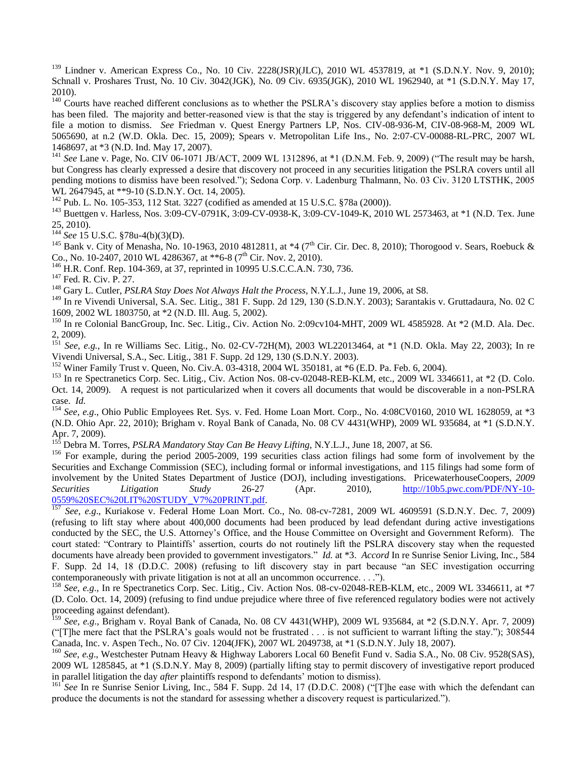[139] Lindner v. American Express Co., No. 10 Civ. 2228(JSR)(JLC), 2010 WL 4537819, at *1 (S.D.N.Y. Nov. 9, 2010); Schnall v. Proshares Trust, No. 10 Civ. 3042(JGK), No. 09 Civ. 6935(JGK), 2010 WL 1962940, at *1 (S.D.N.Y. May 17, 2010).

[140] Courts have reached different conclusions as to whether the PSLRA's discovery stay applies before a motion to dismiss has been filed. The majority and better-reasoned view is that the stay is triggered by any defendant's indication of intent to file a motion to dismiss. *See* Friedman v. Quest Energy Partners LP, Nos. CIV-08-936-M, CIV-08-968-M, 2009 WL 5065690, at n.2 (W.D. Okla. Dec. 15, 2009); Spears v. Metropolitan Life Ins., No. 2:07-CV-00088-RL-PRC, 2007 WL 1468697, at *3 (N.D. Ind. May 17, 2007).

[141] *See* Lane v. Page, No. CIV 06-1071 JB/ACT, 2009 WL 1312896, at *1 (D.N.M. Feb. 9, 2009) ("The result may be harsh, but Congress has clearly expressed a desire that discovery not proceed in any securities litigation the PSLRA covers until all pending motions to dismiss have been resolved."); Sedona Corp. v. Ladenburg Thalmann, No. 03 Civ. 3120 LTSTHK, 2005 WL 2647945, at **9-10 (S.D.N.Y. Oct. 14, 2005).

[142] Pub. L. No. 105-353, 112 Stat. 3227 (codified as amended at 15 U.S.C. §78a (2000)).

[143] Buettgen v. Harless, Nos. 3:09-CV-0791K, 3:09-CV-0938-K, 3:09-CV-1049-K, 2010 WL 2573463, at *1 (N.D. Tex. June 25, 2010).

[144] *See* 15 U.S.C. §78u-4(b)(3)(D).

[145] Bank v. City of Menasha, No. 10-1963, 2010 4812811, at *4 (7th Cir. Cir. Dec. 8, 2010); Thorogood v. Sears, Roebuck & Co., No. 10-2407, 2010 WL 4286367, at **6-8 (7th Cir. Nov. 2, 2010).

[146] H.R. Conf. Rep. 104-369, at 37, reprinted in 10995 U.S.C.C.A.N. 730, 736.

[147] Fed. R. Civ. P. 27.

[148] Gary L. Cutler, *PSLRA Stay Does Not Always Halt the Process*, N.Y.L.J., June 19, 2006, at S8.

[149] In re Vivendi Universal, S.A. Sec. Litig., 381 F. Supp. 2d 129, 130 (S.D.N.Y. 2003); Sarantakis v. Gruttadaura, No. 02 C 1609, 2002 WL 1803750, at *2 (N.D. Ill. Aug. 5, 2002).

[150] In re Colonial BancGroup, Inc. Sec. Litig., Civ. Action No. 2:09cv104-MHT, 2009 WL 4585928. At *2 (M.D. Ala. Dec. 2, 2009).

[151] *See, e.g.*, In re Williams Sec. Litig., No. 02-CV-72H(M), 2003 WL22013464, at *1 (N.D. Okla. May 22, 2003); In re Vivendi Universal, S.A., Sec. Litig., 381 F. Supp. 2d 129, 130 (S.D.N.Y. 2003).

[152] Winer Family Trust v. Queen, No. Civ.A. 03-4318, 2004 WL 350181, at *6 (E.D. Pa. Feb. 6, 2004).

[153] In re Spectranetics Corp. Sec. Litig., Civ. Action Nos. 08-cv-02048-REB-KLM, etc., 2009 WL 3346611, at *2 (D. Colo. Oct. 14, 2009). A request is not particularized when it covers all documents that would be discoverable in a non-PSLRA case. *Id.*

[154] *See, e.g.*, Ohio Public Employees Ret. Sys. v. Fed. Home Loan Mort. Corp., No. 4:08CV0160, 2010 WL 1628059, at *3 (N.D. Ohio Apr. 22, 2010); Brigham v. Royal Bank of Canada, No. 08 CV 4431(WHP), 2009 WL 935684, at *1 (S.D.N.Y. Apr. 7, 2009).

[155] Debra M. Torres, *PSLRA Mandatory Stay Can Be Heavy Lifting*, N.Y.L.J., June 18, 2007, at S6.

[156] For example, during the period 2005-2009, 199 securities class action filings had some form of involvement by the Securities and Exchange Commission (SEC), including formal or informal investigations, and 115 filings had some form of involvement by the United States Department of Justice (DOJ), including investigations. PricewaterhouseCoopers, *2009 Securities Litigation Study* 26-27 (Apr. 2010), http://10b5.pwc.com/PDF/NY-10-0559%20SEC%20LIT%20STUDY_V7%20PRINT.pdf.

[157] *See, e.g.*, Kuriakose v. Federal Home Loan Mort. Co., No. 08-cv-7281, 2009 WL 4609591 (S.D.N.Y. Dec. 7, 2009) (refusing to lift stay where about 400,000 documents had been produced by lead defendant during active investigations conducted by the SEC, the U.S. Attorney's Office, and the House Committee on Oversight and Government Reform). The court stated: "Contrary to Plaintiffs' assertion, courts do not routinely lift the PSLRA discovery stay when the requested documents have already been provided to government investigators." *Id.* at *3. *Accord* In re Sunrise Senior Living, Inc., 584 F. Supp. 2d 14, 18 (D.D.C. 2008) (refusing to lift discovery stay in part because "an SEC investigation occurring contemporaneously with private litigation is not at all an uncommon occurrence. . . .").

[158] *See, e.g.*, In re Spectranetics Corp. Sec. Litig., Civ. Action Nos. 08-cv-02048-REB-KLM, etc., 2009 WL 3346611, at *7 (D. Colo. Oct. 14, 2009) (refusing to find undue prejudice where three of five referenced regulatory bodies were not actively proceeding against defendant).

[159] *See, e.g.*, Brigham v. Royal Bank of Canada, No. 08 CV 4431(WHP), 2009 WL 935684, at *2 (S.D.N.Y. Apr. 7, 2009) ("[T]he mere fact that the PSLRA's goals would not be frustrated . . . is not sufficient to warrant lifting the stay."); 308544 Canada, Inc. v. Aspen Tech., No. 07 Civ. 1204(JFK), 2007 WL 2049738, at *1 (S.D.N.Y. July 18, 2007).

[160] *See, e.g.*, Westchester Putnam Heavy & Highway Laborers Local 60 Benefit Fund v. Sadia S.A., No. 08 Civ. 9528(SAS), 2009 WL 1285845, at *1 (S.D.N.Y. May 8, 2009) (partially lifting stay to permit discovery of investigative report produced in parallel litigation the day *after* plaintiffs respond to defendants' motion to dismiss).

[161] *See* In re Sunrise Senior Living, Inc., 584 F. Supp. 2d 14, 17 (D.D.C. 2008) ("[T]he ease with which the defendant can produce the documents is not the standard for assessing whether a discovery request is particularized.").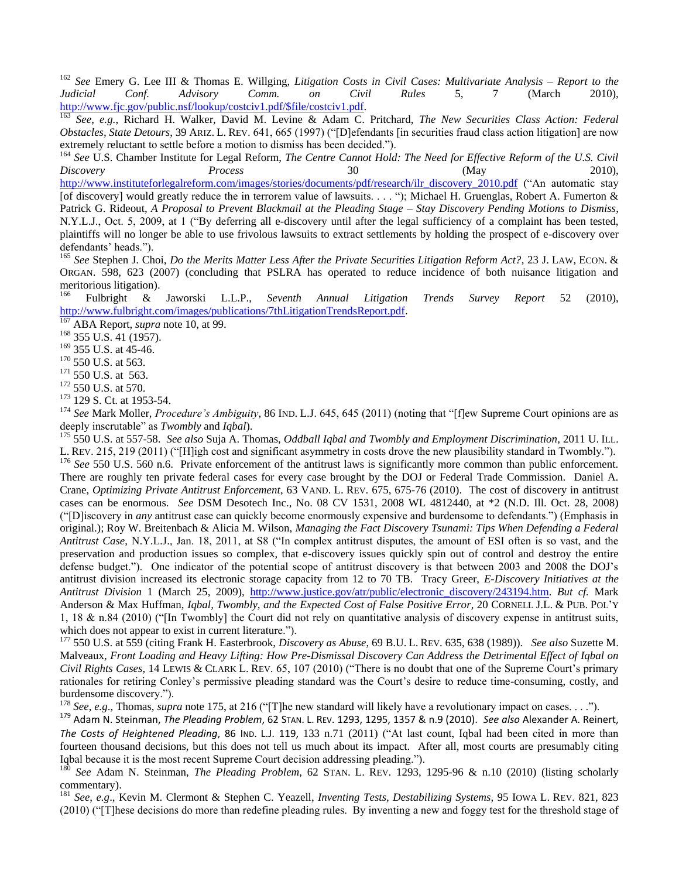[162] *See* Emery G. Lee III & Thomas E. Willging, *Litigation Costs in Civil Cases: Multivariate Analysis – Report to the Judicial Conf. Advisory Comm. on Civil Rules* 5, 7 (March 2010), http://www.fjc.gov/public.nsf/lookup/costciv1.pdf/$file/costciv1.pdf.

[163] *See*, *e.g.*, Richard H. Walker, David M. Levine & Adam C. Pritchard, *The New Securities Class Action: Federal Obstacles, State Detours*, 39 ARIZ. L. REV. 641, 665 (1997) ("[D]efendants [in securities fraud class action litigation] are now extremely reluctant to settle before a motion to dismiss has been decided.").

[164] *See* U.S. Chamber Institute for Legal Reform, *The Centre Cannot Hold: The Need for Effective Reform of the U.S. Civil Discovery Process* 30 (May 2010), http://www.instituteforlegalreform.com/images/stories/documents/pdf/research/ilr_discovery_2010.pdf ("An automatic stay [of discovery] would greatly reduce the in terrorem value of lawsuits. . . . "); Michael H. Gruenglas, Robert A. Fumerton & Patrick G. Rideout, *A Proposal to Prevent Blackmail at the Pleading Stage – Stay Discovery Pending Motions to Dismiss*, N.Y.L.J., Oct. 5, 2009, at 1 ("By deferring all e-discovery until after the legal sufficiency of a complaint has been tested, plaintiffs will no longer be able to use frivolous lawsuits to extract settlements by holding the prospect of e-discovery over defendants' heads.").

[165] *See* Stephen J. Choi, *Do the Merits Matter Less After the Private Securities Litigation Reform Act?*, 23 J. LAW, ECON. & ORGAN. 598, 623 (2007) (concluding that PSLRA has operated to reduce incidence of both nuisance litigation and meritorious litigation).

[166] Fulbright & Jaworski L.L.P., *Seventh Annual Litigation Trends Survey Report* 52 (2010), http://www.fulbright.com/images/publications/7thLitigationTrendsReport.pdf.

[167] ABA Report, *supra* note 10, at 99.

[168] 355 U.S. 41 (1957).

[169] 355 U.S. at 45-46.

[170] 550 U.S. at 563.

[171] 550 U.S. at 563.

[172] 550 U.S. at 570.

[173] 129 S. Ct. at 1953-54.

[174] *See* Mark Moller, *Procedure's Ambiguity*, 86 IND. L.J. 645, 645 (2011) (noting that "[f]ew Supreme Court opinions are as deeply inscrutable" as *Twombly* and *Iqbal*).

[175] 550 U.S. at 557-58. *See also* Suja A. Thomas, *Oddball Iqbal and Twombly and Employment Discrimination*, 2011 U. ILL. L. REV. 215, 219 (2011) ("[H]igh cost and significant asymmetry in costs drove the new plausibility standard in Twombly.").

[176] *See* 550 U.S. 560 n.6. Private enforcement of the antitrust laws is significantly more common than public enforcement. There are roughly ten private federal cases for every case brought by the DOJ or Federal Trade Commission. Daniel A. Crane, *Optimizing Private Antitrust Enforcement*, 63 VAND. L. REV. 675, 675-76 (2010). The cost of discovery in antitrust cases can be enormous. *See* DSM Desotech Inc., No. 08 CV 1531, 2008 WL 4812440, at *2 (N.D. Ill. Oct. 28, 2008) ("[D]iscovery in *any* antitrust case can quickly become enormously expensive and burdensome to defendants.") (Emphasis in original.); Roy W. Breitenbach & Alicia M. Wilson, *Managing the Fact Discovery Tsunami: Tips When Defending a Federal Antitrust Case*, N.Y.L.J., Jan. 18, 2011, at S8 ("In complex antitrust disputes, the amount of ESI often is so vast, and the preservation and production issues so complex, that e-discovery issues quickly spin out of control and destroy the entire defense budget."). One indicator of the potential scope of antitrust discovery is that between 2003 and 2008 the DOJ's antitrust division increased its electronic storage capacity from 12 to 70 TB. Tracy Greer, *E-Discovery Initiatives at the Antitrust Division* 1 (March 25, 2009), http://www.justice.gov/atr/public/electronic_discovery/243194.htm. *But cf.* Mark Anderson & Max Huffman, *Iqbal, Twombly, and the Expected Cost of False Positive Error*, 20 CORNELL J.L. & PUB. POL'Y 1, 18 & n.84 (2010) ("[In Twombly] the Court did not rely on quantitative analysis of discovery expense in antitrust suits, which does not appear to exist in current literature.").

[177] 550 U.S. at 559 (citing Frank H. Easterbrook, *Discovery as Abuse*, 69 B.U. L. REV. 635, 638 (1989)). *See also* Suzette M. Malveaux, *Front Loading and Heavy Lifting: How Pre-Dismissal Discovery Can Address the Detrimental Effect of Iqbal on Civil Rights Cases*, 14 LEWIS & CLARK L. REV. 65, 107 (2010) ("There is no doubt that one of the Supreme Court's primary rationales for retiring Conley's permissive pleading standard was the Court's desire to reduce time-consuming, costly, and burdensome discovery.").

[178] *See*, *e.g*., Thomas, *supra* note 175, at 216 ("[T]he new standard will likely have a revolutionary impact on cases. . . .").

[179] Adam N. Steinman, *The Pleading Problem*, 62 STAN. L. REV. 1293, 1295, 1357 & n.9 (2010). *See also* Alexander A. Reinert, *The Costs of Heightened Pleading*, 86 IND. L.J. 119, 133 n.71 (2011) ("At last count, Iqbal had been cited in more than fourteen thousand decisions, but this does not tell us much about its impact. After all, most courts are presumably citing Iqbal because it is the most recent Supreme Court decision addressing pleading.").

[180] *See* Adam N. Steinman, *The Pleading Problem*, 62 STAN. L. REV. 1293, 1295-96 & n.10 (2010) (listing scholarly commentary).

[181] *See*, *e.g*., Kevin M. Clermont & Stephen C. Yeazell, *Inventing Tests, Destabilizing Systems*, 95 IOWA L. REV. 821, 823 (2010) ("[T]hese decisions do more than redefine pleading rules. By inventing a new and foggy test for the threshold stage of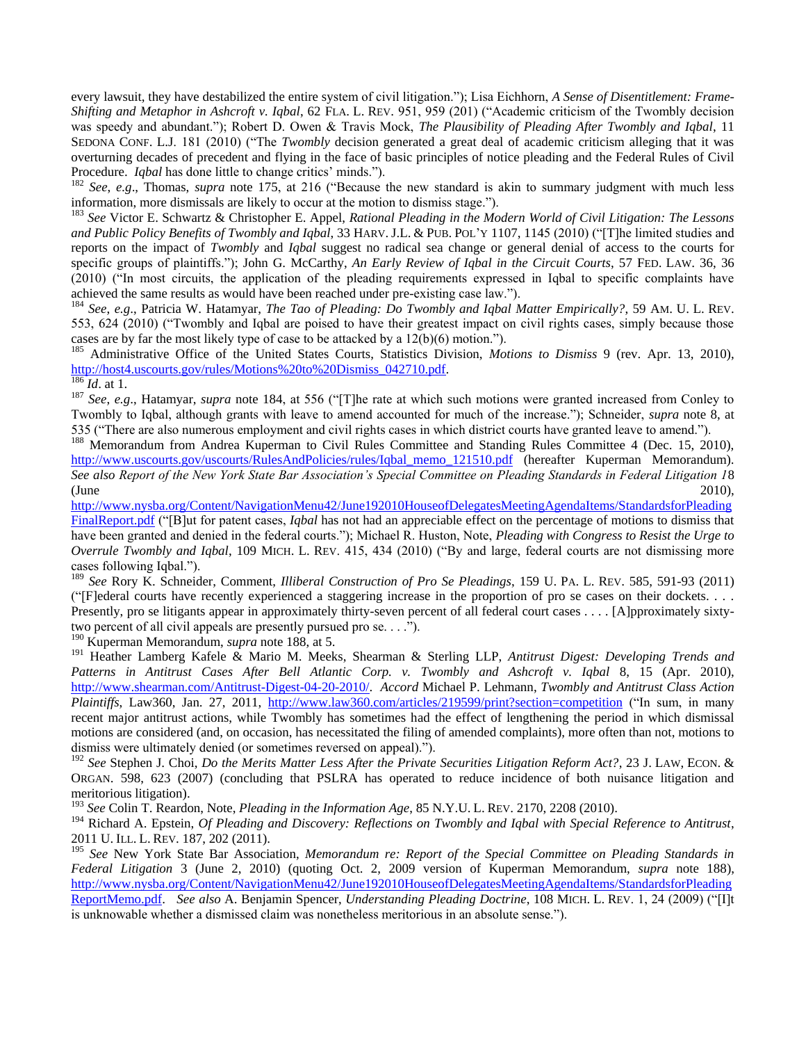every lawsuit, they have destabilized the entire system of civil litigation."); Lisa Eichhorn, *A Sense of Disentitlement: Frame-Shifting and Metaphor in Ashcroft v. Iqbal*, 62 FLA. L. REV. 951, 959 (201) ("Academic criticism of the Twombly decision was speedy and abundant."); Robert D. Owen & Travis Mock, *The Plausibility of Pleading After Twombly and Iqbal*, 11 SEDONA CONF. L.J. 181 (2010) ("The *Twombly* decision generated a great deal of academic criticism alleging that it was overturning decades of precedent and flying in the face of basic principles of notice pleading and the Federal Rules of Civil Procedure. *Iqbal* has done little to change critics' minds.").

[182] *See, e.g*., Thomas, *supra* note 175, at 216 ("Because the new standard is akin to summary judgment with much less information, more dismissals are likely to occur at the motion to dismiss stage.").

[183] *See* Victor E. Schwartz & Christopher E. Appel, *Rational Pleading in the Modern World of Civil Litigation: The Lessons and Public Policy Benefits of Twombly and Iqbal*, 33 HARV. J.L. & PUB. POL'Y 1107, 1145 (2010) ("[T]he limited studies and reports on the impact of *Twombly* and *Iqbal* suggest no radical sea change or general denial of access to the courts for specific groups of plaintiffs."); John G. McCarthy, *An Early Review of Iqbal in the Circuit Courts*, 57 FED. LAW. 36, 36 (2010) ("In most circuits, the application of the pleading requirements expressed in Iqbal to specific complaints have achieved the same results as would have been reached under pre-existing case law.").

[184] *See, e.g*., Patricia W. Hatamyar, *The Tao of Pleading: Do Twombly and Iqbal Matter Empirically?*, 59 AM. U. L. REV. 553, 624 (2010) ("Twombly and Iqbal are poised to have their greatest impact on civil rights cases, simply because those cases are by far the most likely type of case to be attacked by a 12(b)(6) motion.").

[185] Administrative Office of the United States Courts, Statistics Division, *Motions to Dismiss* 9 (rev. Apr. 13, 2010), http://host4.uscourts.gov/rules/Motions%20to%20Dismiss_042710.pdf.

[186] *Id*. at 1.

[187] *See, e.g*., Hatamyar, *supra* note 184, at 556 ("[T]he rate at which such motions were granted increased from Conley to Twombly to Iqbal, although grants with leave to amend accounted for much of the increase."); Schneider, *supra* note 8, at 535 ("There are also numerous employment and civil rights cases in which district courts have granted leave to amend.").

[188] Memorandum from Andrea Kuperman to Civil Rules Committee and Standing Rules Committee 4 (Dec. 15, 2010), http://www.uscourts.gov/uscourts/RulesAndPolicies/rules/Iqbal_memo_121510.pdf (hereafter Kuperman Memorandum). *See also Report of the New York State Bar Association's Special Committee on Pleading Standards in Federal Litigation 1*8 (June 2010), http://www.nysba.org/Content/NavigationMenu42/June192010HouseofDelegatesMeetingAgendaItems/StandardsforPleadingFinalReport.pdf ("[B]ut for patent cases, *Iqbal* has not had an appreciable effect on the percentage of motions to dismiss that have been granted and denied in the federal courts."); Michael R. Huston, Note, *Pleading with Congress to Resist the Urge to Overrule Twombly and Iqbal*, 109 MICH. L. REV. 415, 434 (2010) ("By and large, federal courts are not dismissing more cases following Iqbal.").

[189] *See* Rory K. Schneider, Comment, *Illiberal Construction of Pro Se Pleadings*, 159 U. PA. L. REV. 585, 591-93 (2011) ("[F]ederal courts have recently experienced a staggering increase in the proportion of pro se cases on their dockets. . . . Presently, pro se litigants appear in approximately thirty-seven percent of all federal court cases . . . . [A]pproximately sixty-two percent of all civil appeals are presently pursued pro se. . . .").

[190] Kuperman Memorandum, *supra* note 188, at 5.

[191] Heather Lamberg Kafele & Mario M. Meeks, Shearman & Sterling LLP, *Antitrust Digest: Developing Trends and Patterns in Antitrust Cases After Bell Atlantic Corp. v. Twombly and Ashcroft v. Iqbal* 8, 15 (Apr. 2010), http://www.shearman.com/Antitrust-Digest-04-20-2010/. *Accord* Michael P. Lehmann, *Twombly and Antitrust Class Action Plaintiffs*, Law360, Jan. 27, 2011, http://www.law360.com/articles/219599/print?section=competition ("In sum, in many recent major antitrust actions, while Twombly has sometimes had the effect of lengthening the period in which dismissal motions are considered (and, on occasion, has necessitated the filing of amended complaints), more often than not, motions to dismiss were ultimately denied (or sometimes reversed on appeal).").

[192] *See* Stephen J. Choi, *Do the Merits Matter Less After the Private Securities Litigation Reform Act?*, 23 J. LAW, ECON. & ORGAN. 598, 623 (2007) (concluding that PSLRA has operated to reduce incidence of both nuisance litigation and meritorious litigation).

[193] *See* Colin T. Reardon, Note, *Pleading in the Information Age*, 85 N.Y.U. L. REV. 2170, 2208 (2010).

[194] Richard A. Epstein, *Of Pleading and Discovery: Reflections on Twombly and Iqbal with Special Reference to Antitrust*, 2011 U. ILL. L. REV. 187, 202 (2011).

[195] *See* New York State Bar Association, *Memorandum re: Report of the Special Committee on Pleading Standards in Federal Litigation* 3 (June 2, 2010) (quoting Oct. 2, 2009 version of Kuperman Memorandum, *supra* note 188), http://www.nysba.org/Content/NavigationMenu42/June192010HouseofDelegatesMeetingAgendaItems/StandardsforPleadingReportMemo.pdf. *See also* A. Benjamin Spencer, *Understanding Pleading Doctrine*, 108 MICH. L. REV. 1, 24 (2009) ("[I]t is unknowable whether a dismissed claim was nonetheless meritorious in an absolute sense.").